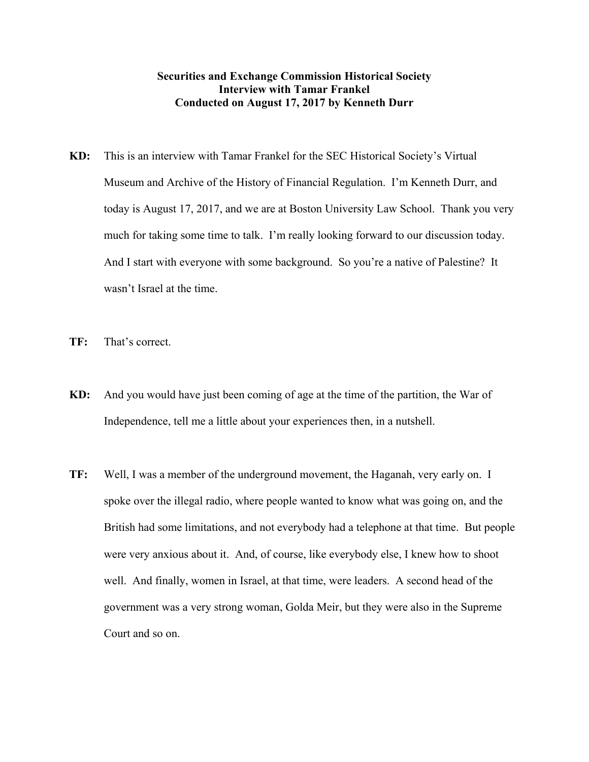**Securities and Exchange Commission Historical Society**
**Interview with Tamar Frankel**
**Conducted on August 17, 2017 by Kenneth Durr**

**KD:** This is an interview with Tamar Frankel for the SEC Historical Society's Virtual Museum and Archive of the History of Financial Regulation. I'm Kenneth Durr, and today is August 17, 2017, and we are at Boston University Law School. Thank you very much for taking some time to talk. I'm really looking forward to our discussion today. And I start with everyone with some background. So you're a native of Palestine? It wasn't Israel at the time.

**TF:** That's correct.

**KD:** And you would have just been coming of age at the time of the partition, the War of Independence, tell me a little about your experiences then, in a nutshell.

**TF:** Well, I was a member of the underground movement, the Haganah, very early on. I spoke over the illegal radio, where people wanted to know what was going on, and the British had some limitations, and not everybody had a telephone at that time. But people were very anxious about it. And, of course, like everybody else, I knew how to shoot well. And finally, women in Israel, at that time, were leaders. A second head of the government was a very strong woman, Golda Meir, but they were also in the Supreme Court and so on.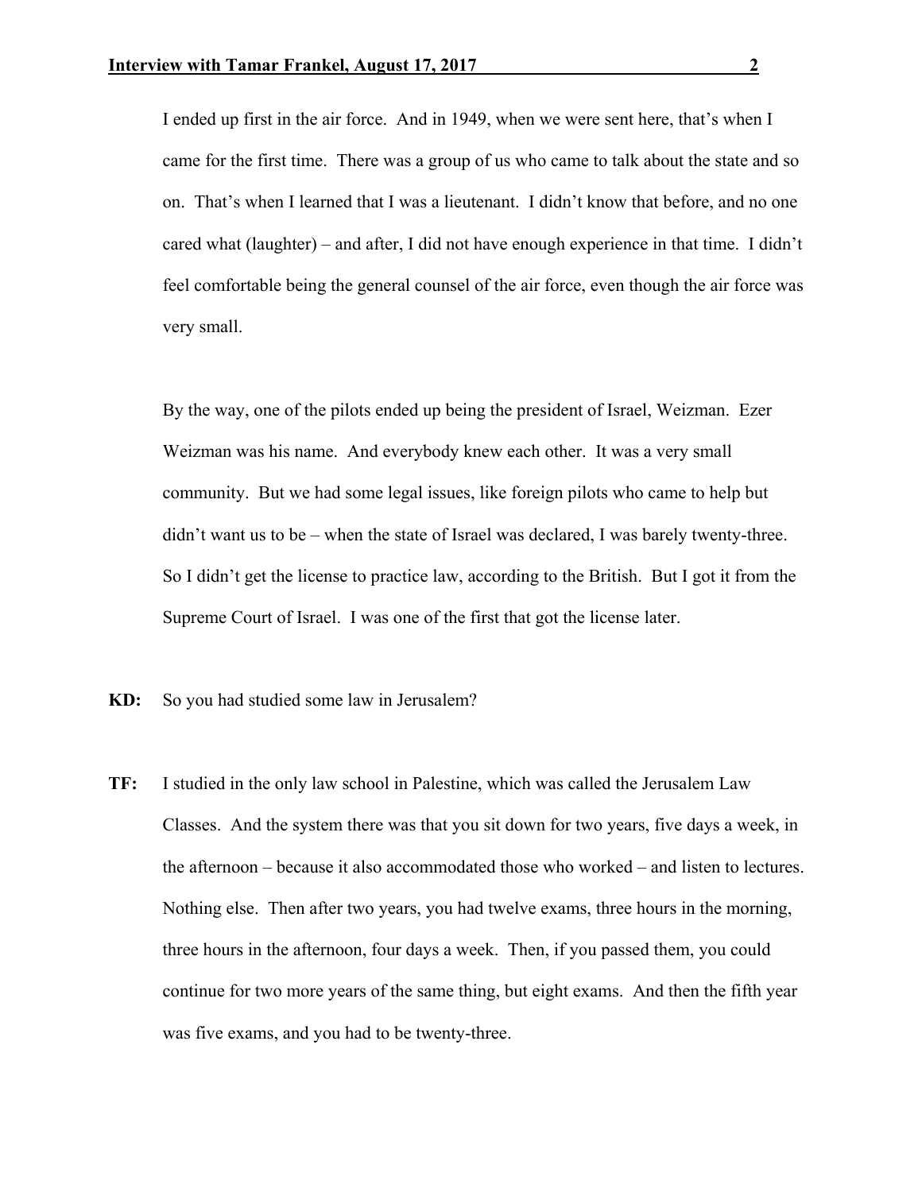I ended up first in the air force. And in 1949, when we were sent here, that's when I came for the first time. There was a group of us who came to talk about the state and so on. That's when I learned that I was a lieutenant. I didn't know that before, and no one cared what (laughter) – and after, I did not have enough experience in that time. I didn't feel comfortable being the general counsel of the air force, even though the air force was very small.

By the way, one of the pilots ended up being the president of Israel, Weizman. Ezer Weizman was his name. And everybody knew each other. It was a very small community. But we had some legal issues, like foreign pilots who came to help but didn't want us to be – when the state of Israel was declared, I was barely twenty-three. So I didn't get the license to practice law, according to the British. But I got it from the Supreme Court of Israel. I was one of the first that got the license later.

**KD:** So you had studied some law in Jerusalem?

**TF:** I studied in the only law school in Palestine, which was called the Jerusalem Law Classes. And the system there was that you sit down for two years, five days a week, in the afternoon – because it also accommodated those who worked – and listen to lectures. Nothing else. Then after two years, you had twelve exams, three hours in the morning, three hours in the afternoon, four days a week. Then, if you passed them, you could continue for two more years of the same thing, but eight exams. And then the fifth year was five exams, and you had to be twenty-three.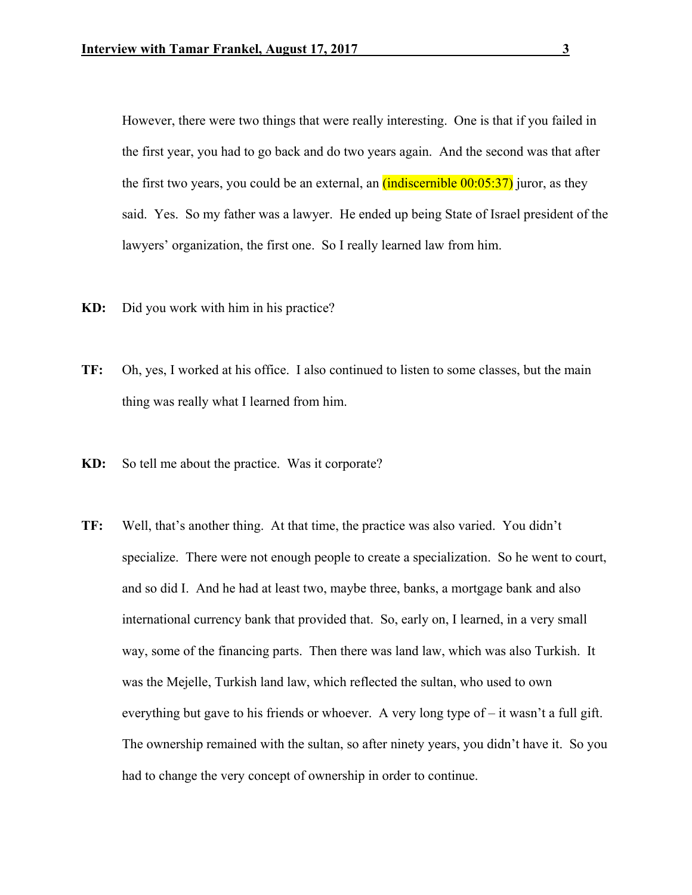However, there were two things that were really interesting. One is that if you failed in the first year, you had to go back and do two years again. And the second was that after the first two years, you could be an external, an (indiscernible 00:05:37) juror, as they said. Yes. So my father was a lawyer. He ended up being State of Israel president of the lawyers' organization, the first one. So I really learned law from him.

**KD:** Did you work with him in his practice?

**TF:** Oh, yes, I worked at his office. I also continued to listen to some classes, but the main thing was really what I learned from him.

**KD:** So tell me about the practice. Was it corporate?

**TF:** Well, that's another thing. At that time, the practice was also varied. You didn't specialize. There were not enough people to create a specialization. So he went to court, and so did I. And he had at least two, maybe three, banks, a mortgage bank and also international currency bank that provided that. So, early on, I learned, in a very small way, some of the financing parts. Then there was land law, which was also Turkish. It was the Mejelle, Turkish land law, which reflected the sultan, who used to own everything but gave to his friends or whoever. A very long type of – it wasn't a full gift. The ownership remained with the sultan, so after ninety years, you didn't have it. So you had to change the very concept of ownership in order to continue.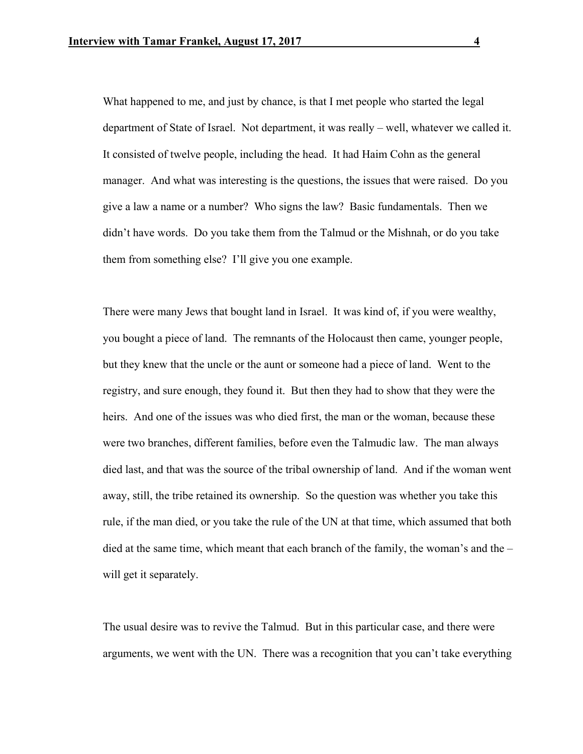What happened to me, and just by chance, is that I met people who started the legal department of State of Israel. Not department, it was really – well, whatever we called it. It consisted of twelve people, including the head. It had Haim Cohn as the general manager. And what was interesting is the questions, the issues that were raised. Do you give a law a name or a number? Who signs the law? Basic fundamentals. Then we didn't have words. Do you take them from the Talmud or the Mishnah, or do you take them from something else? I'll give you one example.

There were many Jews that bought land in Israel. It was kind of, if you were wealthy, you bought a piece of land. The remnants of the Holocaust then came, younger people, but they knew that the uncle or the aunt or someone had a piece of land. Went to the registry, and sure enough, they found it. But then they had to show that they were the heirs. And one of the issues was who died first, the man or the woman, because these were two branches, different families, before even the Talmudic law. The man always died last, and that was the source of the tribal ownership of land. And if the woman went away, still, the tribe retained its ownership. So the question was whether you take this rule, if the man died, or you take the rule of the UN at that time, which assumed that both died at the same time, which meant that each branch of the family, the woman's and the – will get it separately.

The usual desire was to revive the Talmud. But in this particular case, and there were arguments, we went with the UN. There was a recognition that you can't take everything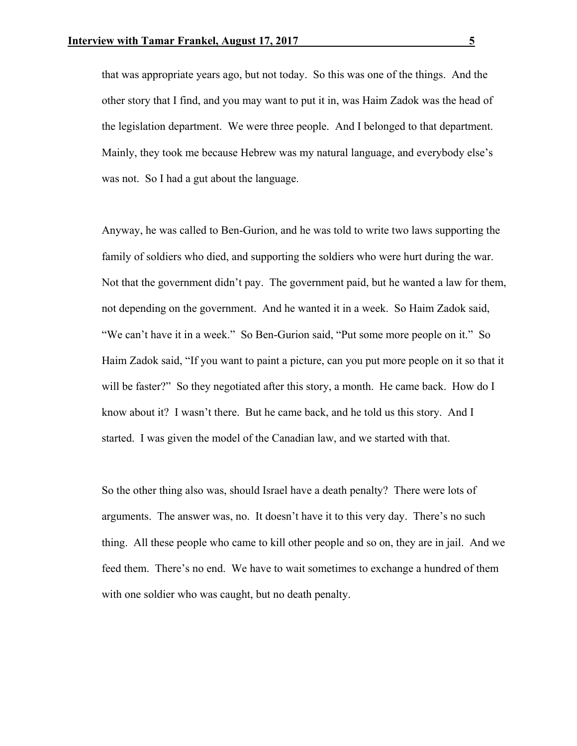that was appropriate years ago, but not today. So this was one of the things. And the other story that I find, and you may want to put it in, was Haim Zadok was the head of the legislation department. We were three people. And I belonged to that department. Mainly, they took me because Hebrew was my natural language, and everybody else's was not. So I had a gut about the language.

Anyway, he was called to Ben-Gurion, and he was told to write two laws supporting the family of soldiers who died, and supporting the soldiers who were hurt during the war. Not that the government didn't pay. The government paid, but he wanted a law for them, not depending on the government. And he wanted it in a week. So Haim Zadok said, "We can't have it in a week." So Ben-Gurion said, "Put some more people on it." So Haim Zadok said, "If you want to paint a picture, can you put more people on it so that it will be faster?" So they negotiated after this story, a month. He came back. How do I know about it? I wasn't there. But he came back, and he told us this story. And I started. I was given the model of the Canadian law, and we started with that.

So the other thing also was, should Israel have a death penalty? There were lots of arguments. The answer was, no. It doesn't have it to this very day. There's no such thing. All these people who came to kill other people and so on, they are in jail. And we feed them. There's no end. We have to wait sometimes to exchange a hundred of them with one soldier who was caught, but no death penalty.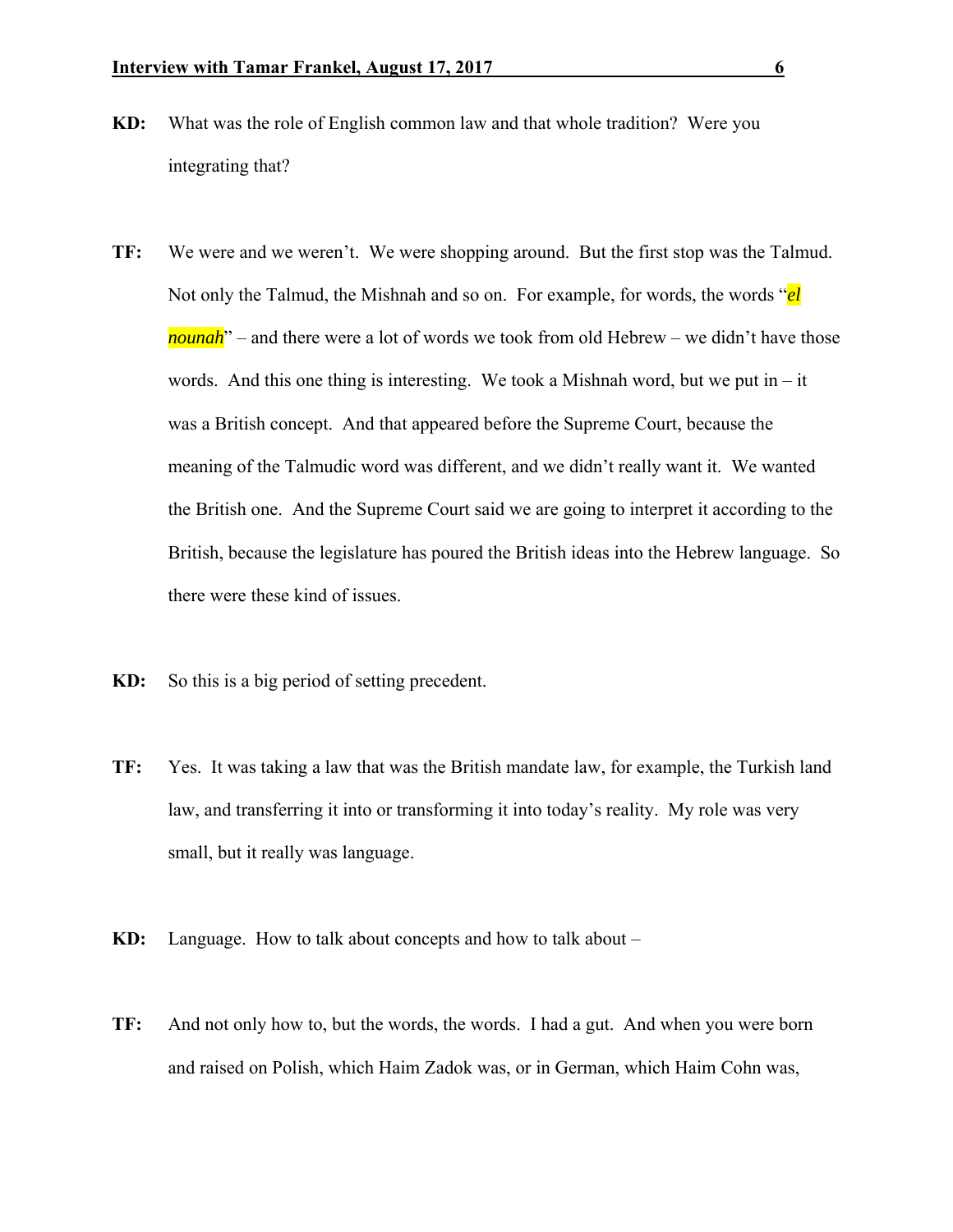**KD:** What was the role of English common law and that whole tradition? Were you integrating that?

**TF:** We were and we weren't. We were shopping around. But the first stop was the Talmud. Not only the Talmud, the Mishnah and so on. For example, for words, the words "*el nounah*" – and there were a lot of words we took from old Hebrew – we didn't have those words. And this one thing is interesting. We took a Mishnah word, but we put in – it was a British concept. And that appeared before the Supreme Court, because the meaning of the Talmudic word was different, and we didn't really want it. We wanted the British one. And the Supreme Court said we are going to interpret it according to the British, because the legislature has poured the British ideas into the Hebrew language. So there were these kind of issues.

**KD:** So this is a big period of setting precedent.

**TF:** Yes. It was taking a law that was the British mandate law, for example, the Turkish land law, and transferring it into or transforming it into today's reality. My role was very small, but it really was language.

**KD:** Language. How to talk about concepts and how to talk about –

**TF:** And not only how to, but the words, the words. I had a gut. And when you were born and raised on Polish, which Haim Zadok was, or in German, which Haim Cohn was,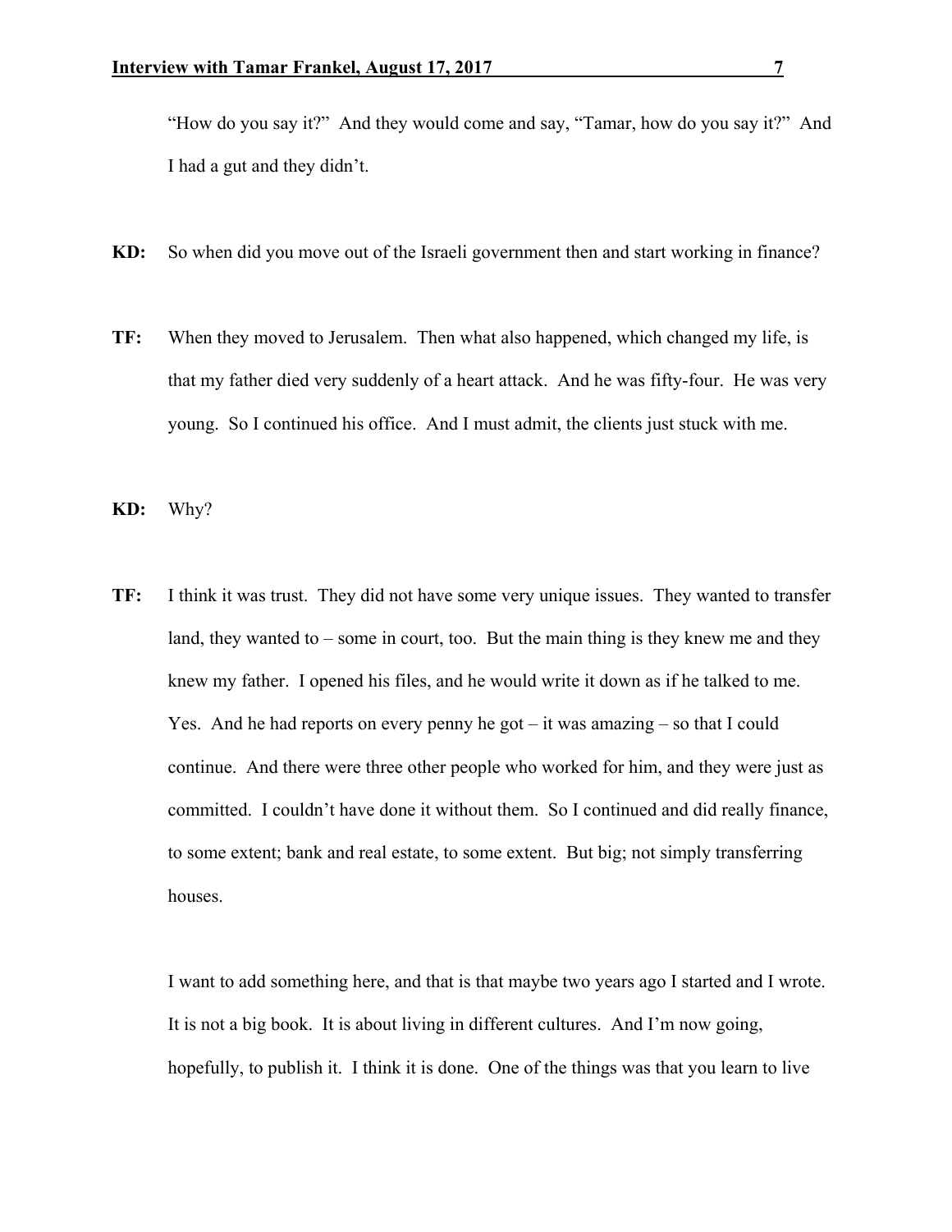"How do you say it?" And they would come and say, "Tamar, how do you say it?" And I had a gut and they didn't.

**KD:** So when did you move out of the Israeli government then and start working in finance?

**TF:** When they moved to Jerusalem. Then what also happened, which changed my life, is that my father died very suddenly of a heart attack. And he was fifty-four. He was very young. So I continued his office. And I must admit, the clients just stuck with me.

**KD:** Why?

**TF:** I think it was trust. They did not have some very unique issues. They wanted to transfer land, they wanted to – some in court, too. But the main thing is they knew me and they knew my father. I opened his files, and he would write it down as if he talked to me. Yes. And he had reports on every penny he got – it was amazing – so that I could continue. And there were three other people who worked for him, and they were just as committed. I couldn't have done it without them. So I continued and did really finance, to some extent; bank and real estate, to some extent. But big; not simply transferring houses.

I want to add something here, and that is that maybe two years ago I started and I wrote. It is not a big book. It is about living in different cultures. And I'm now going, hopefully, to publish it. I think it is done. One of the things was that you learn to live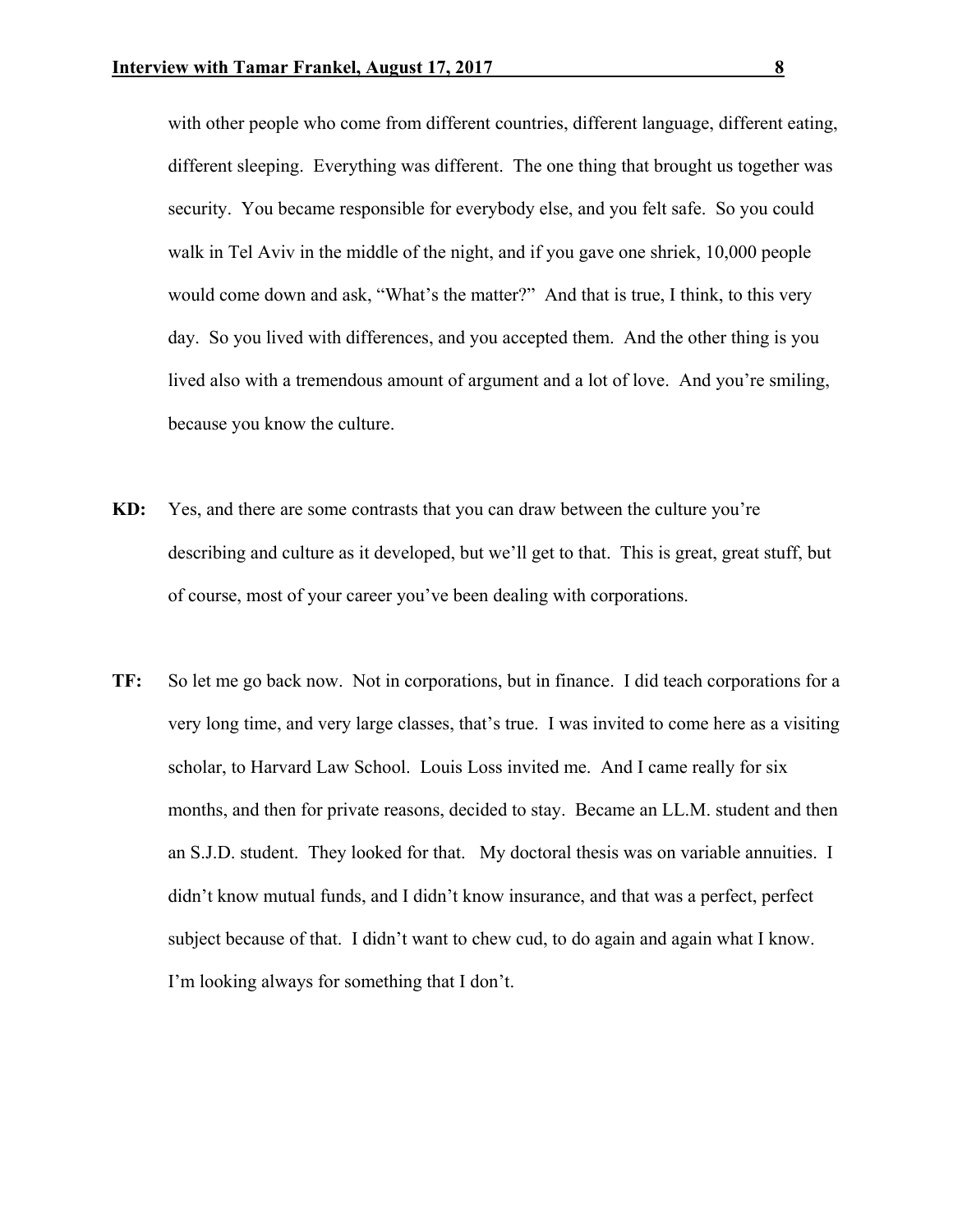with other people who come from different countries, different language, different eating, different sleeping. Everything was different. The one thing that brought us together was security. You became responsible for everybody else, and you felt safe. So you could walk in Tel Aviv in the middle of the night, and if you gave one shriek, 10,000 people would come down and ask, "What's the matter?" And that is true, I think, to this very day. So you lived with differences, and you accepted them. And the other thing is you lived also with a tremendous amount of argument and a lot of love. And you're smiling, because you know the culture.

**KD:** Yes, and there are some contrasts that you can draw between the culture you're describing and culture as it developed, but we'll get to that. This is great, great stuff, but of course, most of your career you've been dealing with corporations.

**TF:** So let me go back now. Not in corporations, but in finance. I did teach corporations for a very long time, and very large classes, that's true. I was invited to come here as a visiting scholar, to Harvard Law School. Louis Loss invited me. And I came really for six months, and then for private reasons, decided to stay. Became an LL.M. student and then an S.J.D. student. They looked for that. My doctoral thesis was on variable annuities. I didn't know mutual funds, and I didn't know insurance, and that was a perfect, perfect subject because of that. I didn't want to chew cud, to do again and again what I know. I'm looking always for something that I don't.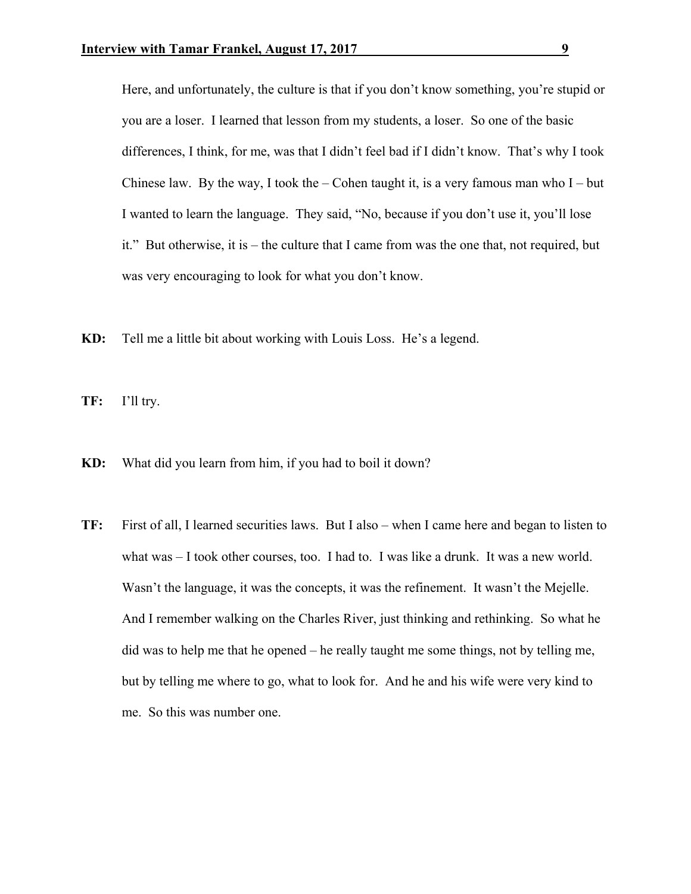Here, and unfortunately, the culture is that if you don't know something, you're stupid or you are a loser. I learned that lesson from my students, a loser. So one of the basic differences, I think, for me, was that I didn't feel bad if I didn't know. That's why I took Chinese law. By the way, I took the – Cohen taught it, is a very famous man who I – but I wanted to learn the language. They said, "No, because if you don't use it, you'll lose it." But otherwise, it is – the culture that I came from was the one that, not required, but was very encouraging to look for what you don't know.

**KD:** Tell me a little bit about working with Louis Loss. He's a legend.

**TF:** I'll try.

**KD:** What did you learn from him, if you had to boil it down?

**TF:** First of all, I learned securities laws. But I also – when I came here and began to listen to what was – I took other courses, too. I had to. I was like a drunk. It was a new world. Wasn't the language, it was the concepts, it was the refinement. It wasn't the Mejelle. And I remember walking on the Charles River, just thinking and rethinking. So what he did was to help me that he opened – he really taught me some things, not by telling me, but by telling me where to go, what to look for. And he and his wife were very kind to me. So this was number one.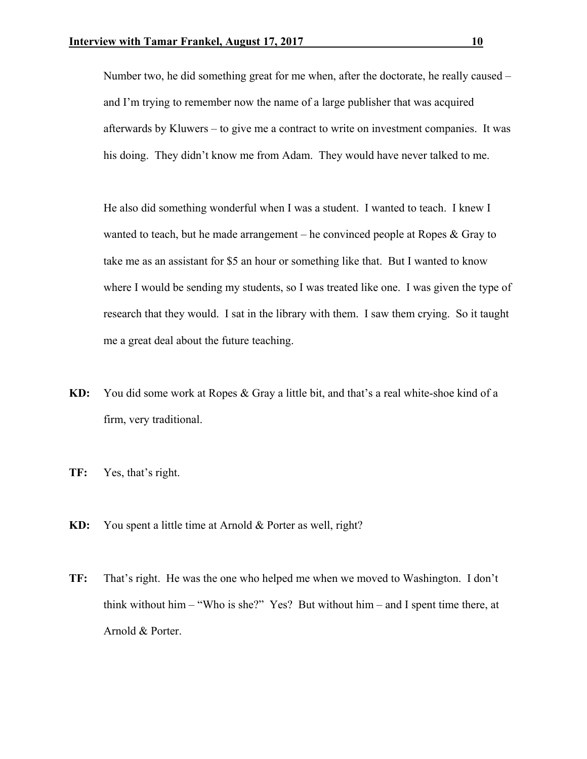Number two, he did something great for me when, after the doctorate, he really caused – and I'm trying to remember now the name of a large publisher that was acquired afterwards by Kluwers – to give me a contract to write on investment companies. It was his doing. They didn't know me from Adam. They would have never talked to me.

He also did something wonderful when I was a student. I wanted to teach. I knew I wanted to teach, but he made arrangement – he convinced people at Ropes & Gray to take me as an assistant for $5 an hour or something like that. But I wanted to know where I would be sending my students, so I was treated like one. I was given the type of research that they would. I sat in the library with them. I saw them crying. So it taught me a great deal about the future teaching.

**KD:** You did some work at Ropes & Gray a little bit, and that's a real white-shoe kind of a firm, very traditional.

**TF:** Yes, that's right.

**KD:** You spent a little time at Arnold & Porter as well, right?

**TF:** That's right. He was the one who helped me when we moved to Washington. I don't think without him – "Who is she?" Yes? But without him – and I spent time there, at Arnold & Porter.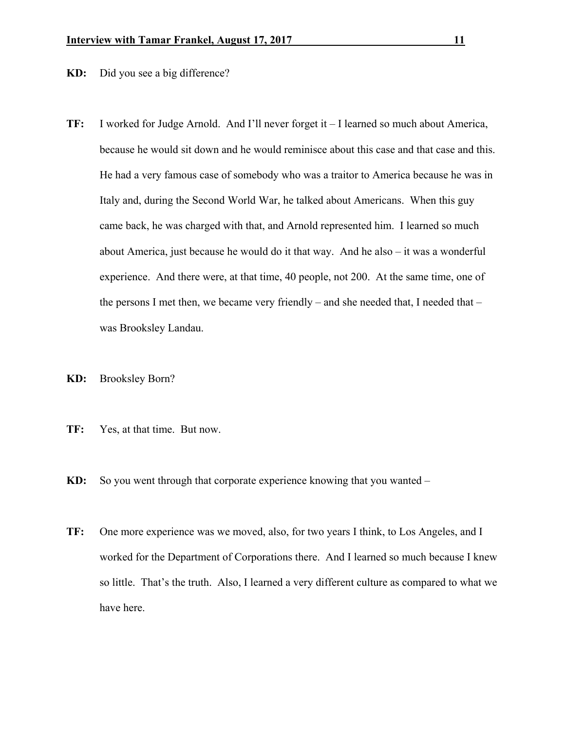**KD:** Did you see a big difference?

**TF:** I worked for Judge Arnold. And I'll never forget it – I learned so much about America, because he would sit down and he would reminisce about this case and that case and this. He had a very famous case of somebody who was a traitor to America because he was in Italy and, during the Second World War, he talked about Americans. When this guy came back, he was charged with that, and Arnold represented him. I learned so much about America, just because he would do it that way. And he also – it was a wonderful experience. And there were, at that time, 40 people, not 200. At the same time, one of the persons I met then, we became very friendly – and she needed that, I needed that – was Brooksley Landau.

**KD:** Brooksley Born?

**TF:** Yes, at that time. But now.

**KD:** So you went through that corporate experience knowing that you wanted –

**TF:** One more experience was we moved, also, for two years I think, to Los Angeles, and I worked for the Department of Corporations there. And I learned so much because I knew so little. That's the truth. Also, I learned a very different culture as compared to what we have here.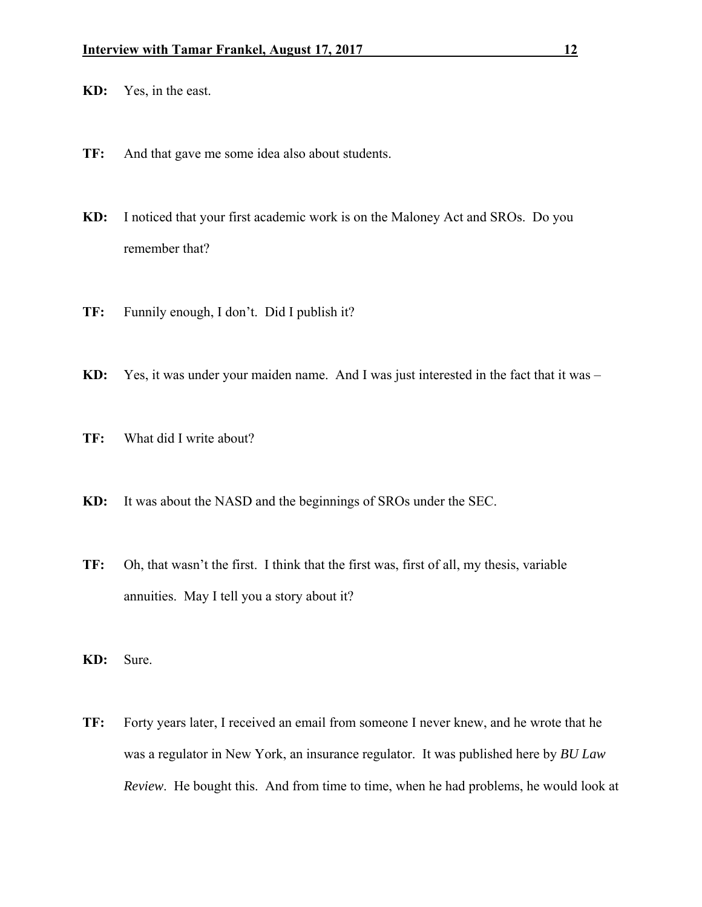**KD:** Yes, in the east.

**TF:** And that gave me some idea also about students.

**KD:** I noticed that your first academic work is on the Maloney Act and SROs. Do you remember that?

**TF:** Funnily enough, I don't. Did I publish it?

**KD:** Yes, it was under your maiden name. And I was just interested in the fact that it was –

**TF:** What did I write about?

**KD:** It was about the NASD and the beginnings of SROs under the SEC.

**TF:** Oh, that wasn't the first. I think that the first was, first of all, my thesis, variable annuities. May I tell you a story about it?

**KD:** Sure.

**TF:** Forty years later, I received an email from someone I never knew, and he wrote that he was a regulator in New York, an insurance regulator. It was published here by *BU Law Review*. He bought this. And from time to time, when he had problems, he would look at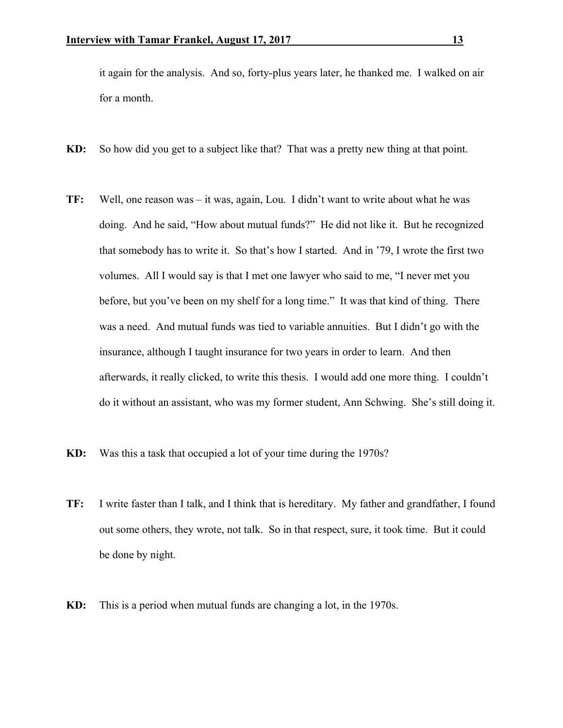it again for the analysis. And so, forty-plus years later, he thanked me. I walked on air for a month.

**KD:** So how did you get to a subject like that? That was a pretty new thing at that point.

**TF:** Well, one reason was – it was, again, Lou. I didn't want to write about what he was doing. And he said, "How about mutual funds?" He did not like it. But he recognized that somebody has to write it. So that's how I started. And in '79, I wrote the first two volumes. All I would say is that I met one lawyer who said to me, "I never met you before, but you've been on my shelf for a long time." It was that kind of thing. There was a need. And mutual funds was tied to variable annuities. But I didn't go with the insurance, although I taught insurance for two years in order to learn. And then afterwards, it really clicked, to write this thesis. I would add one more thing. I couldn't do it without an assistant, who was my former student, Ann Schwing. She's still doing it.

**KD:** Was this a task that occupied a lot of your time during the 1970s?

**TF:** I write faster than I talk, and I think that is hereditary. My father and grandfather, I found out some others, they wrote, not talk. So in that respect, sure, it took time. But it could be done by night.

**KD:** This is a period when mutual funds are changing a lot, in the 1970s.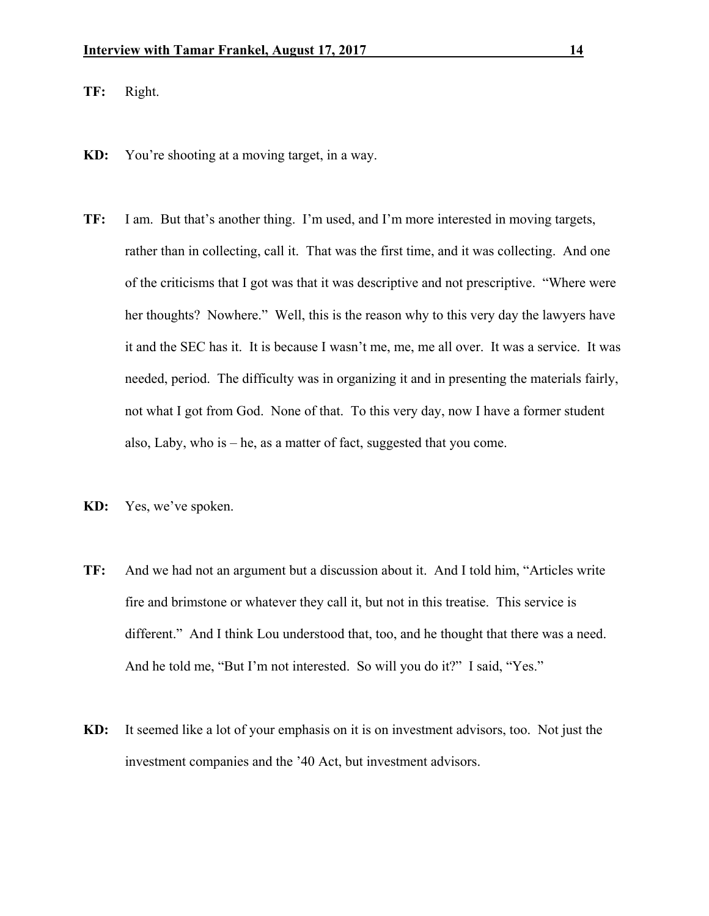**TF:** Right.

**KD:** You're shooting at a moving target, in a way.

**TF:** I am. But that's another thing. I'm used, and I'm more interested in moving targets, rather than in collecting, call it. That was the first time, and it was collecting. And one of the criticisms that I got was that it was descriptive and not prescriptive. "Where were her thoughts? Nowhere." Well, this is the reason why to this very day the lawyers have it and the SEC has it. It is because I wasn't me, me, me all over. It was a service. It was needed, period. The difficulty was in organizing it and in presenting the materials fairly, not what I got from God. None of that. To this very day, now I have a former student also, Laby, who is – he, as a matter of fact, suggested that you come.

**KD:** Yes, we've spoken.

**TF:** And we had not an argument but a discussion about it. And I told him, "Articles write fire and brimstone or whatever they call it, but not in this treatise. This service is different." And I think Lou understood that, too, and he thought that there was a need. And he told me, "But I'm not interested. So will you do it?" I said, "Yes."

**KD:** It seemed like a lot of your emphasis on it is on investment advisors, too. Not just the investment companies and the '40 Act, but investment advisors.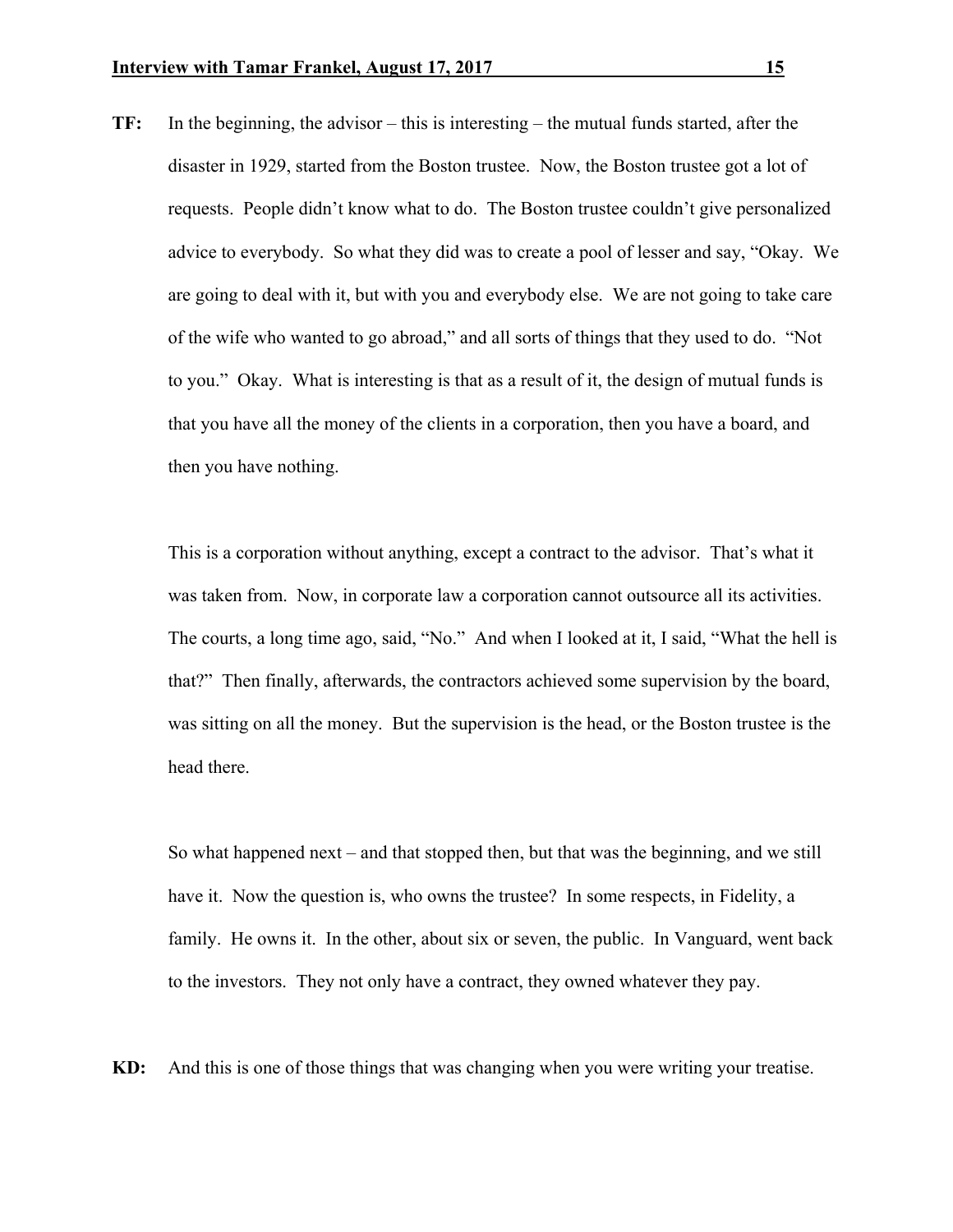**TF:** In the beginning, the advisor – this is interesting – the mutual funds started, after the disaster in 1929, started from the Boston trustee. Now, the Boston trustee got a lot of requests. People didn't know what to do. The Boston trustee couldn't give personalized advice to everybody. So what they did was to create a pool of lesser and say, "Okay. We are going to deal with it, but with you and everybody else. We are not going to take care of the wife who wanted to go abroad," and all sorts of things that they used to do. "Not to you." Okay. What is interesting is that as a result of it, the design of mutual funds is that you have all the money of the clients in a corporation, then you have a board, and then you have nothing.

This is a corporation without anything, except a contract to the advisor. That's what it was taken from. Now, in corporate law a corporation cannot outsource all its activities. The courts, a long time ago, said, "No." And when I looked at it, I said, "What the hell is that?" Then finally, afterwards, the contractors achieved some supervision by the board, was sitting on all the money. But the supervision is the head, or the Boston trustee is the head there.

So what happened next – and that stopped then, but that was the beginning, and we still have it. Now the question is, who owns the trustee? In some respects, in Fidelity, a family. He owns it. In the other, about six or seven, the public. In Vanguard, went back to the investors. They not only have a contract, they owned whatever they pay.

**KD:** And this is one of those things that was changing when you were writing your treatise.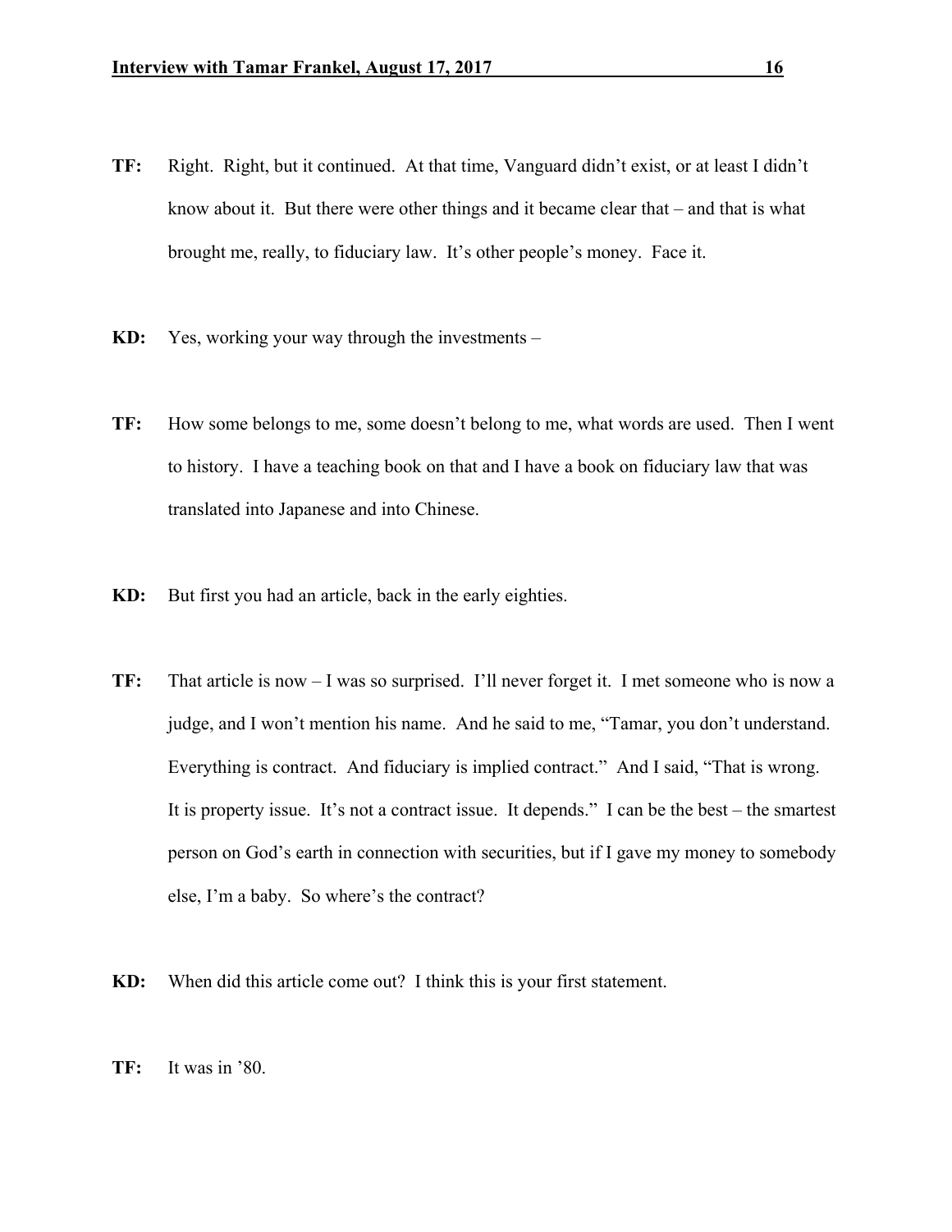**TF:** Right. Right, but it continued. At that time, Vanguard didn't exist, or at least I didn't know about it. But there were other things and it became clear that – and that is what brought me, really, to fiduciary law. It's other people's money. Face it.

**KD:** Yes, working your way through the investments –

**TF:** How some belongs to me, some doesn't belong to me, what words are used. Then I went to history. I have a teaching book on that and I have a book on fiduciary law that was translated into Japanese and into Chinese.

**KD:** But first you had an article, back in the early eighties.

**TF:** That article is now – I was so surprised. I'll never forget it. I met someone who is now a judge, and I won't mention his name. And he said to me, "Tamar, you don't understand. Everything is contract. And fiduciary is implied contract." And I said, "That is wrong. It is property issue. It's not a contract issue. It depends." I can be the best – the smartest person on God's earth in connection with securities, but if I gave my money to somebody else, I'm a baby. So where's the contract?

**KD:** When did this article come out? I think this is your first statement.

**TF:** It was in '80.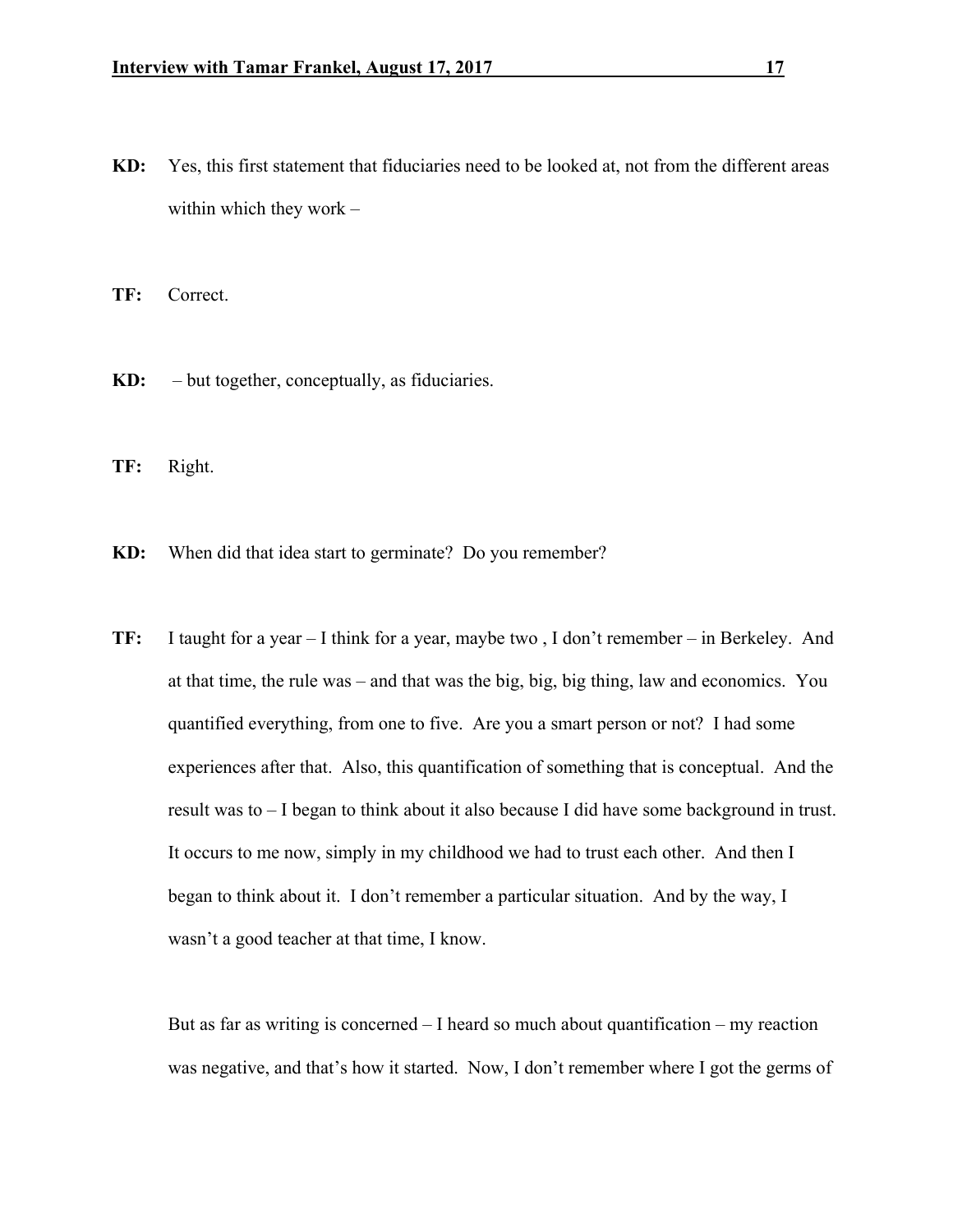**KD:** Yes, this first statement that fiduciaries need to be looked at, not from the different areas within which they work –

**TF:** Correct.

**KD:** – but together, conceptually, as fiduciaries.

**TF:** Right.

**KD:** When did that idea start to germinate? Do you remember?

**TF:** I taught for a year – I think for a year, maybe two , I don't remember – in Berkeley. And at that time, the rule was – and that was the big, big, big thing, law and economics. You quantified everything, from one to five. Are you a smart person or not? I had some experiences after that. Also, this quantification of something that is conceptual. And the result was to – I began to think about it also because I did have some background in trust. It occurs to me now, simply in my childhood we had to trust each other. And then I began to think about it. I don't remember a particular situation. And by the way, I wasn't a good teacher at that time, I know.

But as far as writing is concerned – I heard so much about quantification – my reaction was negative, and that's how it started. Now, I don't remember where I got the germs of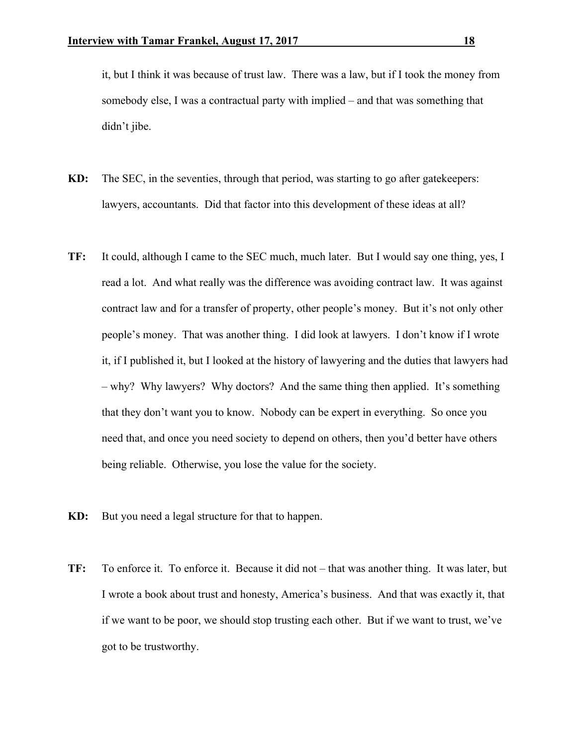it, but I think it was because of trust law. There was a law, but if I took the money from somebody else, I was a contractual party with implied – and that was something that didn't jibe.

**KD:** The SEC, in the seventies, through that period, was starting to go after gatekeepers: lawyers, accountants. Did that factor into this development of these ideas at all?

**TF:** It could, although I came to the SEC much, much later. But I would say one thing, yes, I read a lot. And what really was the difference was avoiding contract law. It was against contract law and for a transfer of property, other people's money. But it's not only other people's money. That was another thing. I did look at lawyers. I don't know if I wrote it, if I published it, but I looked at the history of lawyering and the duties that lawyers had – why? Why lawyers? Why doctors? And the same thing then applied. It's something that they don't want you to know. Nobody can be expert in everything. So once you need that, and once you need society to depend on others, then you'd better have others being reliable. Otherwise, you lose the value for the society.

**KD:** But you need a legal structure for that to happen.

**TF:** To enforce it. To enforce it. Because it did not – that was another thing. It was later, but I wrote a book about trust and honesty, America's business. And that was exactly it, that if we want to be poor, we should stop trusting each other. But if we want to trust, we've got to be trustworthy.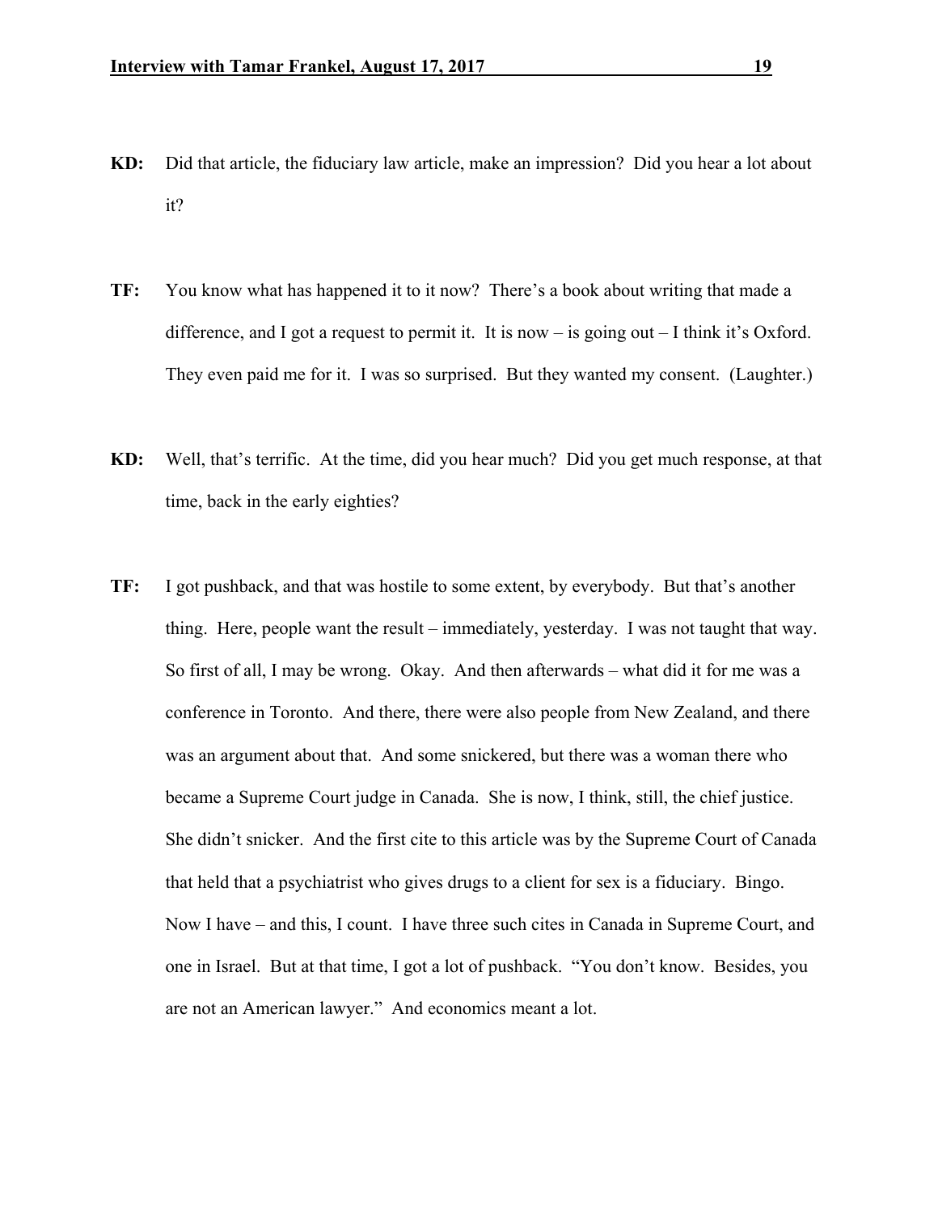**KD:** Did that article, the fiduciary law article, make an impression? Did you hear a lot about it?

**TF:** You know what has happened it to it now? There's a book about writing that made a difference, and I got a request to permit it. It is now – is going out – I think it's Oxford. They even paid me for it. I was so surprised. But they wanted my consent. (Laughter.)

**KD:** Well, that's terrific. At the time, did you hear much? Did you get much response, at that time, back in the early eighties?

**TF:** I got pushback, and that was hostile to some extent, by everybody. But that's another thing. Here, people want the result – immediately, yesterday. I was not taught that way. So first of all, I may be wrong. Okay. And then afterwards – what did it for me was a conference in Toronto. And there, there were also people from New Zealand, and there was an argument about that. And some snickered, but there was a woman there who became a Supreme Court judge in Canada. She is now, I think, still, the chief justice. She didn't snicker. And the first cite to this article was by the Supreme Court of Canada that held that a psychiatrist who gives drugs to a client for sex is a fiduciary. Bingo. Now I have – and this, I count. I have three such cites in Canada in Supreme Court, and one in Israel. But at that time, I got a lot of pushback. "You don't know. Besides, you are not an American lawyer." And economics meant a lot.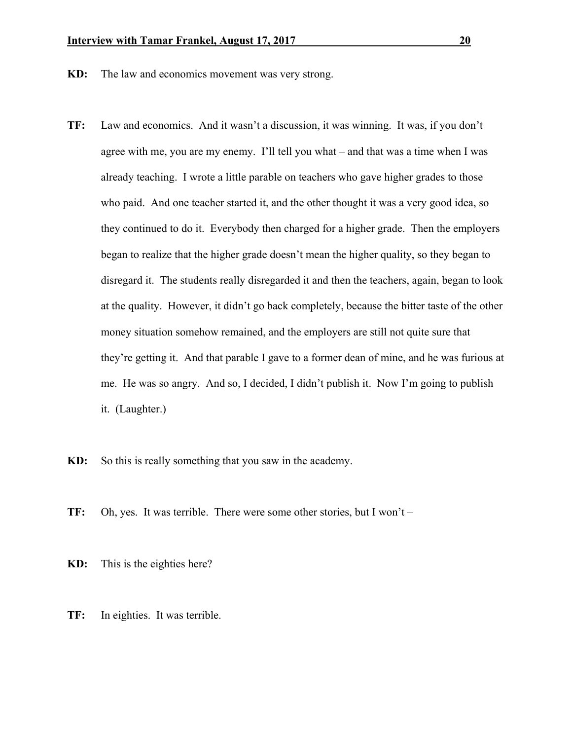**KD:** The law and economics movement was very strong.

**TF:** Law and economics. And it wasn't a discussion, it was winning. It was, if you don't agree with me, you are my enemy. I'll tell you what – and that was a time when I was already teaching. I wrote a little parable on teachers who gave higher grades to those who paid. And one teacher started it, and the other thought it was a very good idea, so they continued to do it. Everybody then charged for a higher grade. Then the employers began to realize that the higher grade doesn't mean the higher quality, so they began to disregard it. The students really disregarded it and then the teachers, again, began to look at the quality. However, it didn't go back completely, because the bitter taste of the other money situation somehow remained, and the employers are still not quite sure that they're getting it. And that parable I gave to a former dean of mine, and he was furious at me. He was so angry. And so, I decided, I didn't publish it. Now I'm going to publish it. (Laughter.)

**KD:** So this is really something that you saw in the academy.

**TF:** Oh, yes. It was terrible. There were some other stories, but I won't –

**KD:** This is the eighties here?

**TF:** In eighties. It was terrible.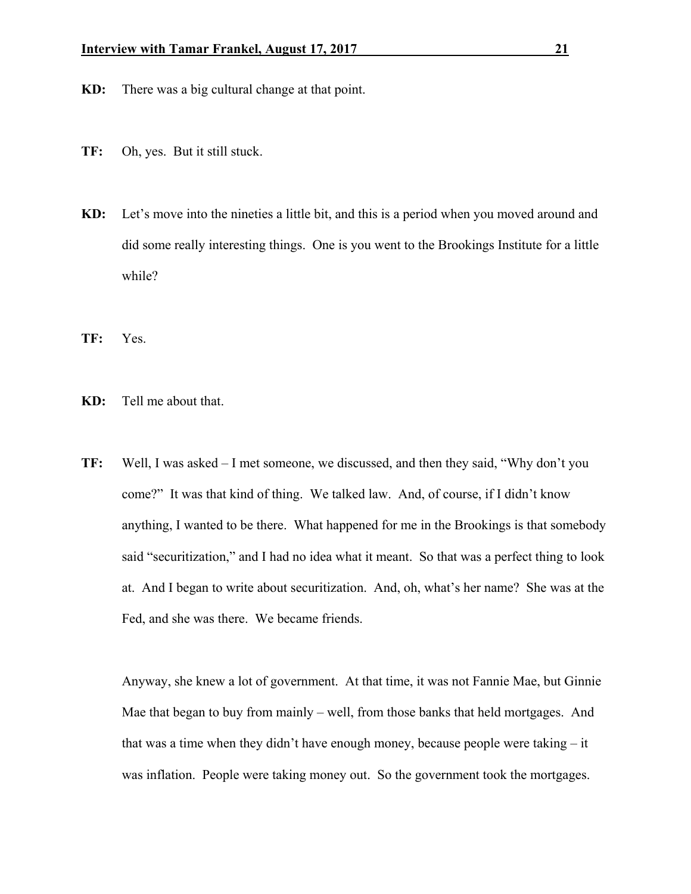**KD:** There was a big cultural change at that point.

**TF:** Oh, yes. But it still stuck.

**KD:** Let's move into the nineties a little bit, and this is a period when you moved around and did some really interesting things. One is you went to the Brookings Institute for a little while?

**TF:** Yes.

**KD:** Tell me about that.

**TF:** Well, I was asked – I met someone, we discussed, and then they said, "Why don't you come?" It was that kind of thing. We talked law. And, of course, if I didn't know anything, I wanted to be there. What happened for me in the Brookings is that somebody said "securitization," and I had no idea what it meant. So that was a perfect thing to look at. And I began to write about securitization. And, oh, what's her name? She was at the Fed, and she was there. We became friends.

Anyway, she knew a lot of government. At that time, it was not Fannie Mae, but Ginnie Mae that began to buy from mainly – well, from those banks that held mortgages. And that was a time when they didn't have enough money, because people were taking – it was inflation. People were taking money out. So the government took the mortgages.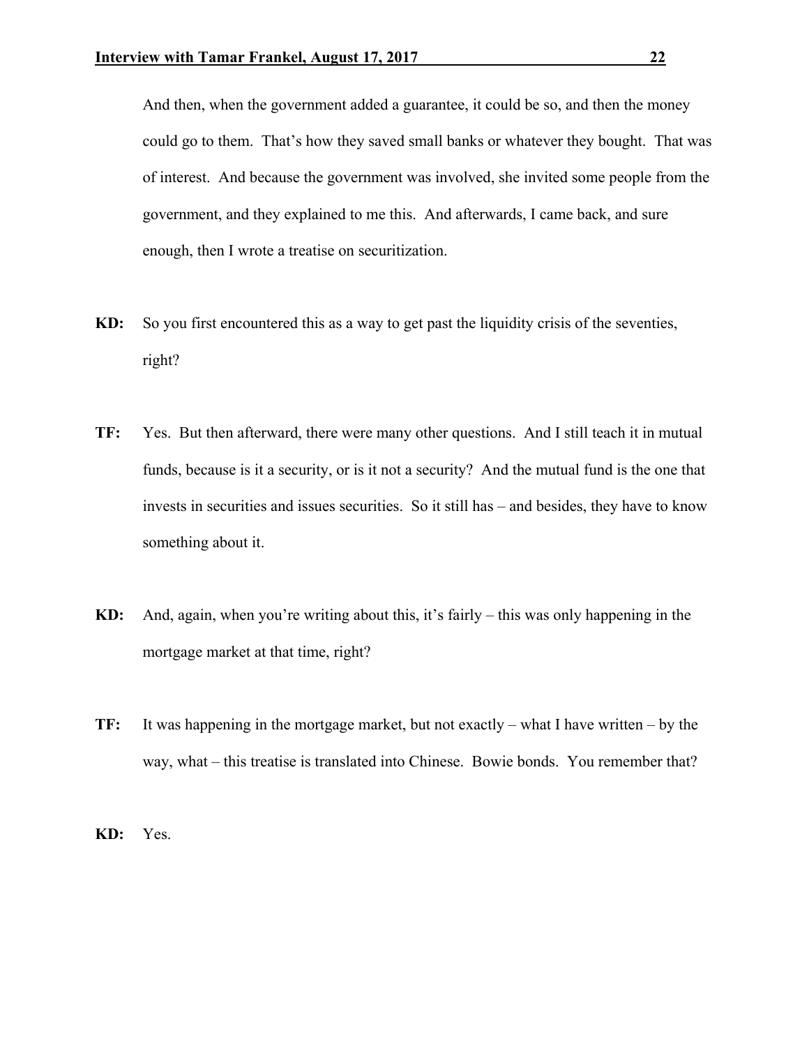And then, when the government added a guarantee, it could be so, and then the money could go to them. That's how they saved small banks or whatever they bought. That was of interest. And because the government was involved, she invited some people from the government, and they explained to me this. And afterwards, I came back, and sure enough, then I wrote a treatise on securitization.

**KD:** So you first encountered this as a way to get past the liquidity crisis of the seventies, right?

**TF:** Yes. But then afterward, there were many other questions. And I still teach it in mutual funds, because is it a security, or is it not a security? And the mutual fund is the one that invests in securities and issues securities. So it still has – and besides, they have to know something about it.

**KD:** And, again, when you're writing about this, it's fairly – this was only happening in the mortgage market at that time, right?

**TF:** It was happening in the mortgage market, but not exactly – what I have written – by the way, what – this treatise is translated into Chinese. Bowie bonds. You remember that?

**KD:** Yes.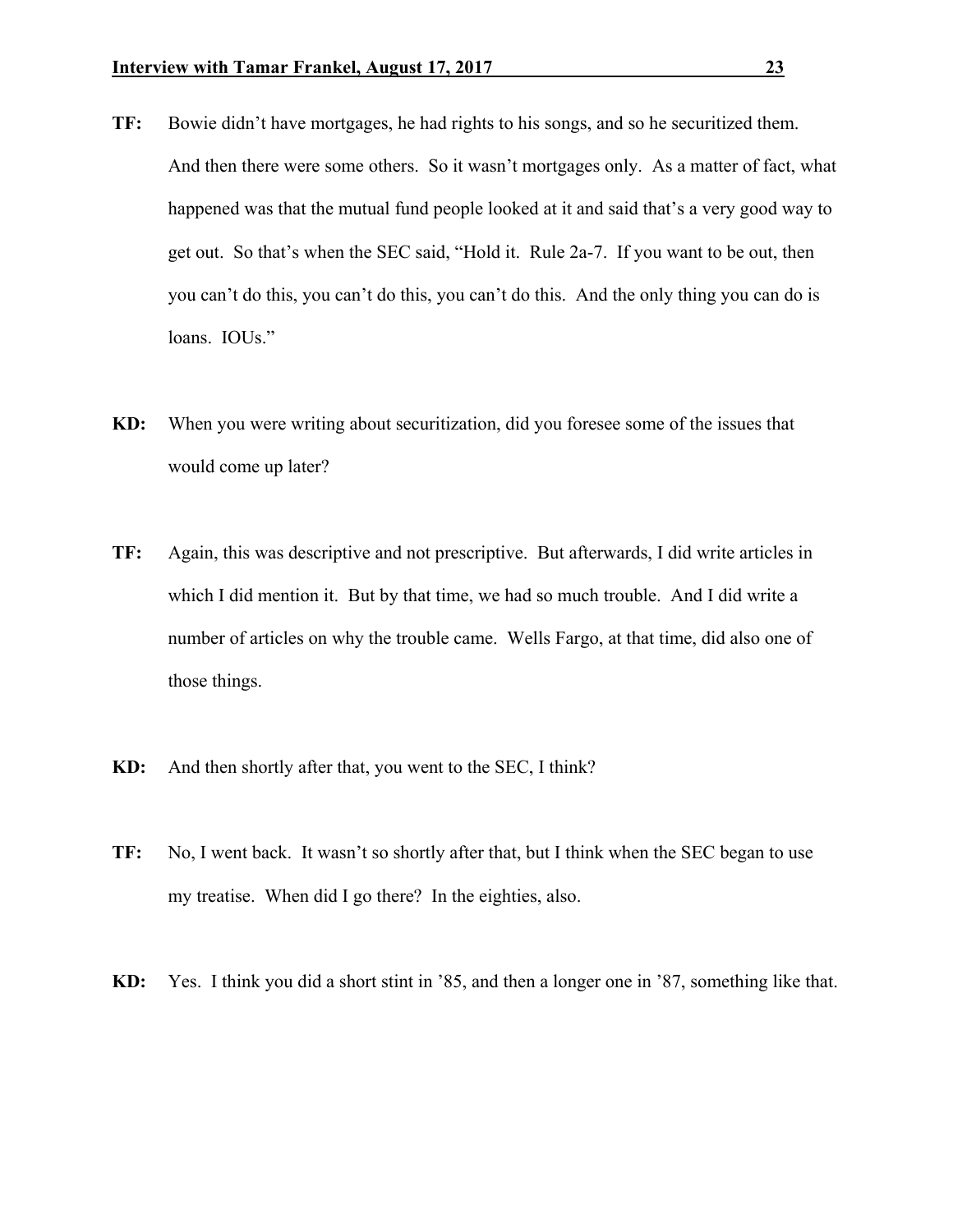**TF:** Bowie didn't have mortgages, he had rights to his songs, and so he securitized them. And then there were some others. So it wasn't mortgages only. As a matter of fact, what happened was that the mutual fund people looked at it and said that's a very good way to get out. So that's when the SEC said, "Hold it. Rule 2a-7. If you want to be out, then you can't do this, you can't do this, you can't do this. And the only thing you can do is loans. IOUs."

**KD:** When you were writing about securitization, did you foresee some of the issues that would come up later?

**TF:** Again, this was descriptive and not prescriptive. But afterwards, I did write articles in which I did mention it. But by that time, we had so much trouble. And I did write a number of articles on why the trouble came. Wells Fargo, at that time, did also one of those things.

**KD:** And then shortly after that, you went to the SEC, I think?

**TF:** No, I went back. It wasn't so shortly after that, but I think when the SEC began to use my treatise. When did I go there? In the eighties, also.

**KD:** Yes. I think you did a short stint in '85, and then a longer one in '87, something like that.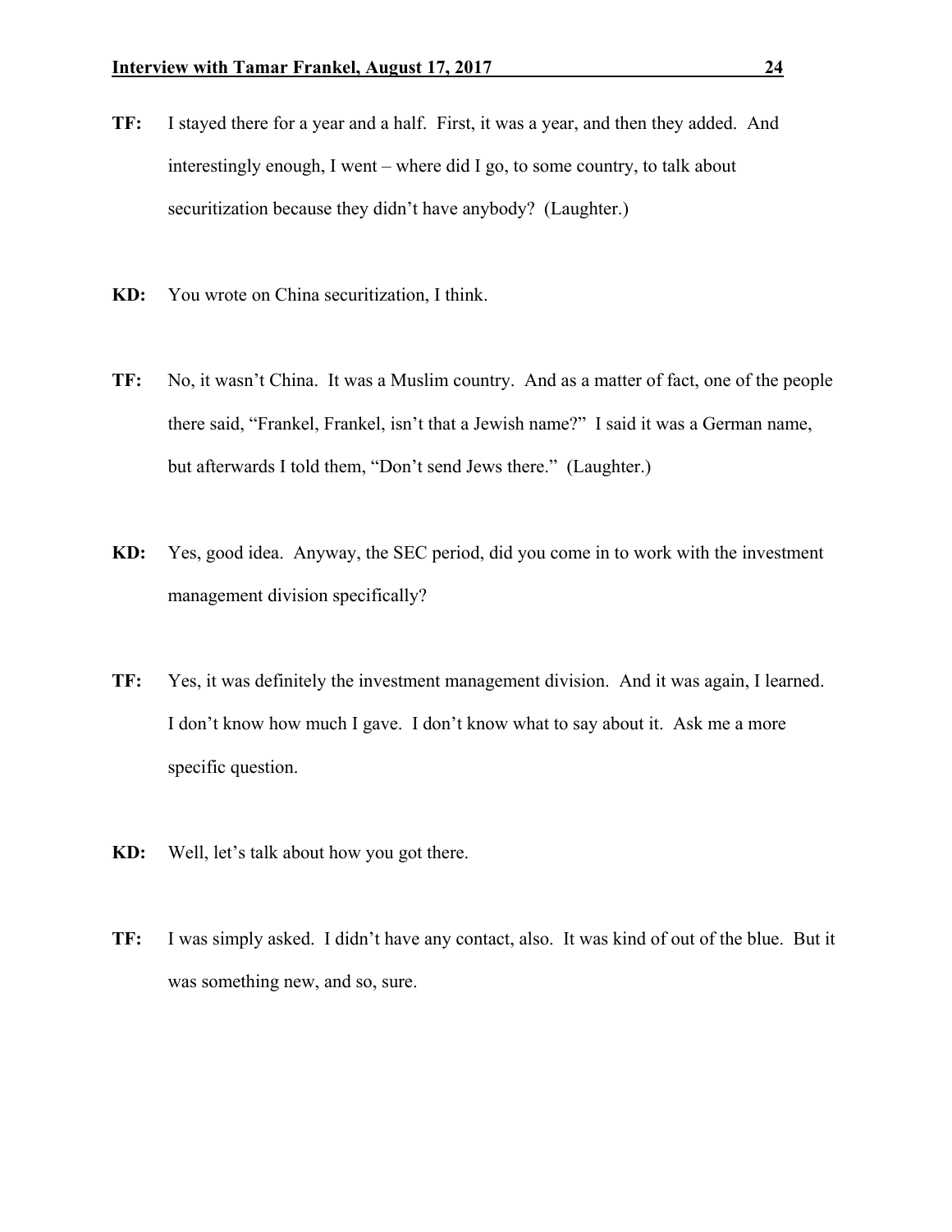**TF:** I stayed there for a year and a half. First, it was a year, and then they added. And interestingly enough, I went – where did I go, to some country, to talk about securitization because they didn't have anybody? (Laughter.)

**KD:** You wrote on China securitization, I think.

**TF:** No, it wasn't China. It was a Muslim country. And as a matter of fact, one of the people there said, "Frankel, Frankel, isn't that a Jewish name?" I said it was a German name, but afterwards I told them, "Don't send Jews there." (Laughter.)

**KD:** Yes, good idea. Anyway, the SEC period, did you come in to work with the investment management division specifically?

**TF:** Yes, it was definitely the investment management division. And it was again, I learned. I don't know how much I gave. I don't know what to say about it. Ask me a more specific question.

**KD:** Well, let's talk about how you got there.

**TF:** I was simply asked. I didn't have any contact, also. It was kind of out of the blue. But it was something new, and so, sure.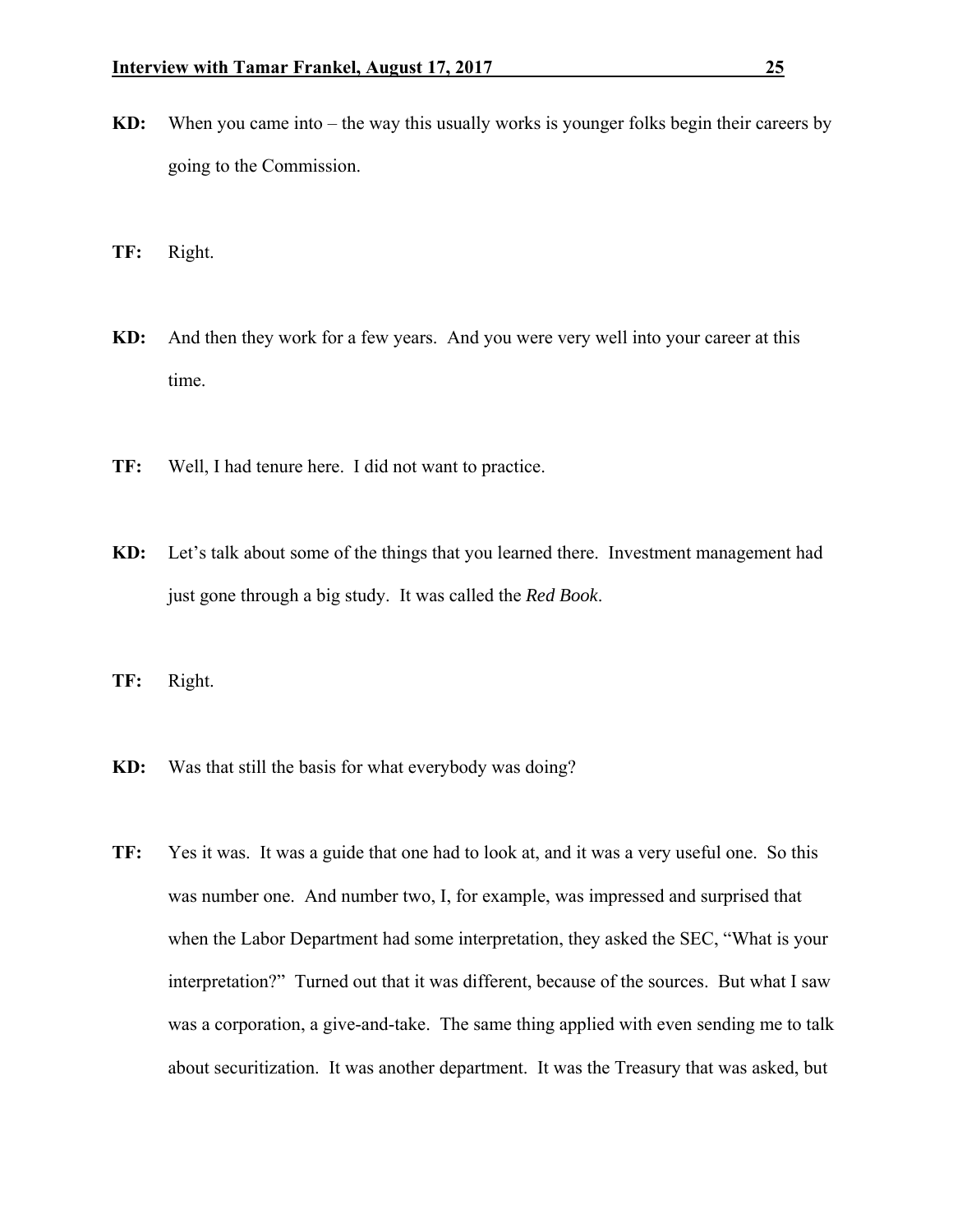**KD:** When you came into – the way this usually works is younger folks begin their careers by going to the Commission.

**TF:** Right.

**KD:** And then they work for a few years. And you were very well into your career at this time.

**TF:** Well, I had tenure here. I did not want to practice.

**KD:** Let's talk about some of the things that you learned there. Investment management had just gone through a big study. It was called the *Red Book*.

**TF:** Right.

**KD:** Was that still the basis for what everybody was doing?

**TF:** Yes it was. It was a guide that one had to look at, and it was a very useful one. So this was number one. And number two, I, for example, was impressed and surprised that when the Labor Department had some interpretation, they asked the SEC, "What is your interpretation?" Turned out that it was different, because of the sources. But what I saw was a corporation, a give-and-take. The same thing applied with even sending me to talk about securitization. It was another department. It was the Treasury that was asked, but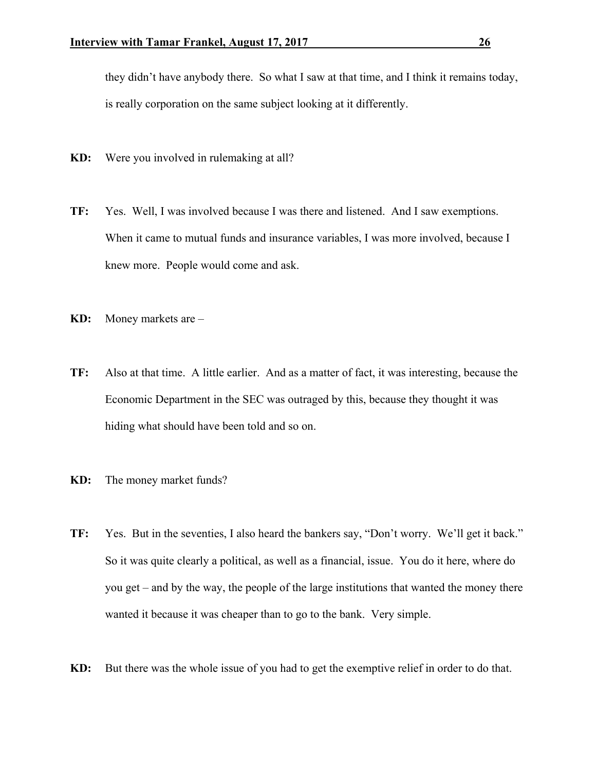they didn't have anybody there. So what I saw at that time, and I think it remains today, is really corporation on the same subject looking at it differently.

**KD:** Were you involved in rulemaking at all?

**TF:** Yes. Well, I was involved because I was there and listened. And I saw exemptions. When it came to mutual funds and insurance variables, I was more involved, because I knew more. People would come and ask.

**KD:** Money markets are –

**TF:** Also at that time. A little earlier. And as a matter of fact, it was interesting, because the Economic Department in the SEC was outraged by this, because they thought it was hiding what should have been told and so on.

**KD:** The money market funds?

**TF:** Yes. But in the seventies, I also heard the bankers say, "Don't worry. We'll get it back." So it was quite clearly a political, as well as a financial, issue. You do it here, where do you get – and by the way, the people of the large institutions that wanted the money there wanted it because it was cheaper than to go to the bank. Very simple.

**KD:** But there was the whole issue of you had to get the exemptive relief in order to do that.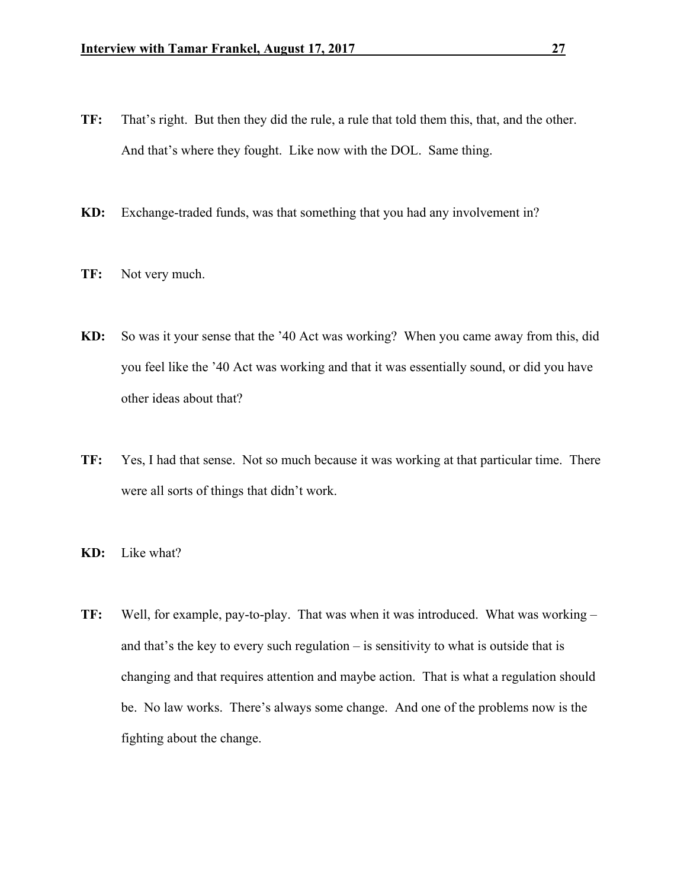**TF:** That's right. But then they did the rule, a rule that told them this, that, and the other. And that's where they fought. Like now with the DOL. Same thing.

**KD:** Exchange-traded funds, was that something that you had any involvement in?

**TF:** Not very much.

**KD:** So was it your sense that the '40 Act was working? When you came away from this, did you feel like the '40 Act was working and that it was essentially sound, or did you have other ideas about that?

**TF:** Yes, I had that sense. Not so much because it was working at that particular time. There were all sorts of things that didn't work.

**KD:** Like what?

**TF:** Well, for example, pay-to-play. That was when it was introduced. What was working – and that's the key to every such regulation – is sensitivity to what is outside that is changing and that requires attention and maybe action. That is what a regulation should be. No law works. There's always some change. And one of the problems now is the fighting about the change.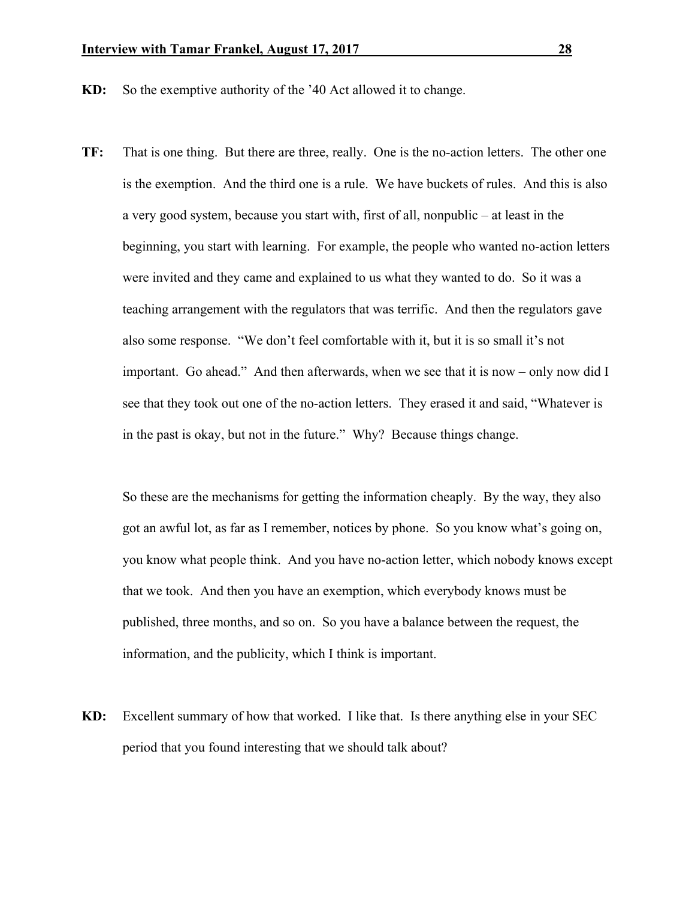**KD:** So the exemptive authority of the '40 Act allowed it to change.

**TF:** That is one thing. But there are three, really. One is the no-action letters. The other one is the exemption. And the third one is a rule. We have buckets of rules. And this is also a very good system, because you start with, first of all, nonpublic – at least in the beginning, you start with learning. For example, the people who wanted no-action letters were invited and they came and explained to us what they wanted to do. So it was a teaching arrangement with the regulators that was terrific. And then the regulators gave also some response. "We don't feel comfortable with it, but it is so small it's not important. Go ahead." And then afterwards, when we see that it is now – only now did I see that they took out one of the no-action letters. They erased it and said, "Whatever is in the past is okay, but not in the future." Why? Because things change.

So these are the mechanisms for getting the information cheaply. By the way, they also got an awful lot, as far as I remember, notices by phone. So you know what's going on, you know what people think. And you have no-action letter, which nobody knows except that we took. And then you have an exemption, which everybody knows must be published, three months, and so on. So you have a balance between the request, the information, and the publicity, which I think is important.

**KD:** Excellent summary of how that worked. I like that. Is there anything else in your SEC period that you found interesting that we should talk about?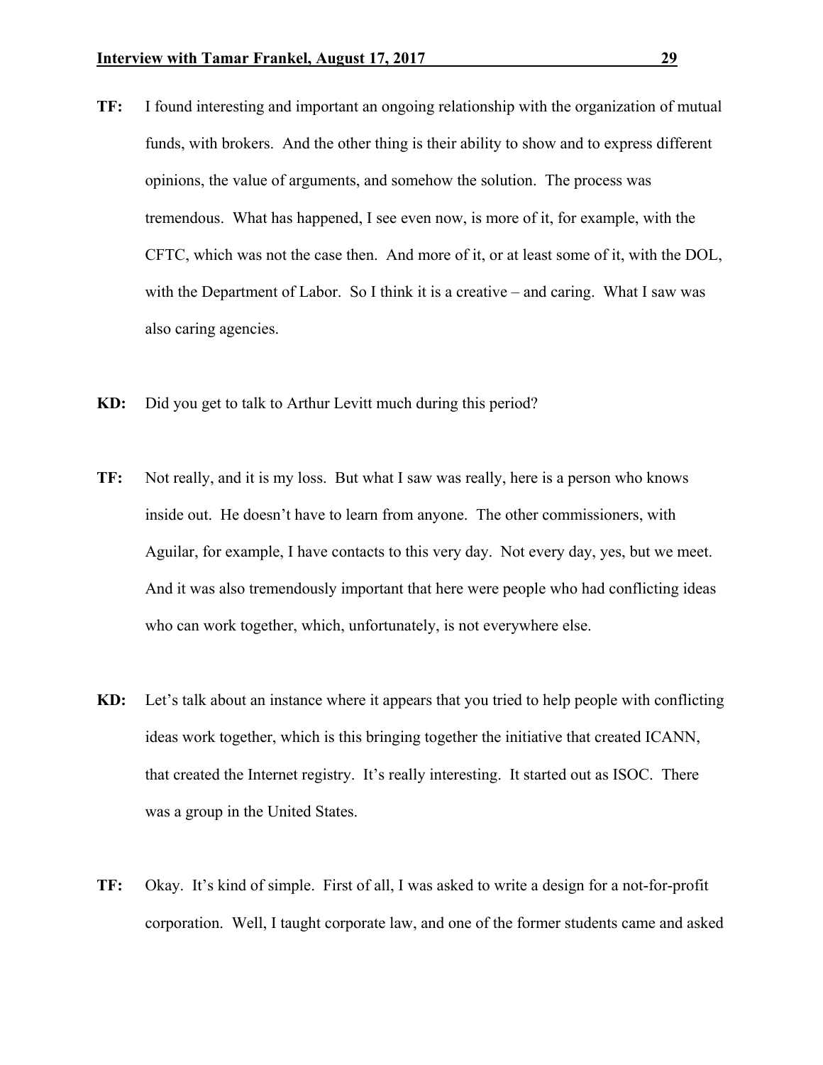**TF:** I found interesting and important an ongoing relationship with the organization of mutual funds, with brokers. And the other thing is their ability to show and to express different opinions, the value of arguments, and somehow the solution. The process was tremendous. What has happened, I see even now, is more of it, for example, with the CFTC, which was not the case then. And more of it, or at least some of it, with the DOL, with the Department of Labor. So I think it is a creative – and caring. What I saw was also caring agencies.

**KD:** Did you get to talk to Arthur Levitt much during this period?

**TF:** Not really, and it is my loss. But what I saw was really, here is a person who knows inside out. He doesn't have to learn from anyone. The other commissioners, with Aguilar, for example, I have contacts to this very day. Not every day, yes, but we meet. And it was also tremendously important that here were people who had conflicting ideas who can work together, which, unfortunately, is not everywhere else.

**KD:** Let's talk about an instance where it appears that you tried to help people with conflicting ideas work together, which is this bringing together the initiative that created ICANN, that created the Internet registry. It's really interesting. It started out as ISOC. There was a group in the United States.

**TF:** Okay. It's kind of simple. First of all, I was asked to write a design for a not-for-profit corporation. Well, I taught corporate law, and one of the former students came and asked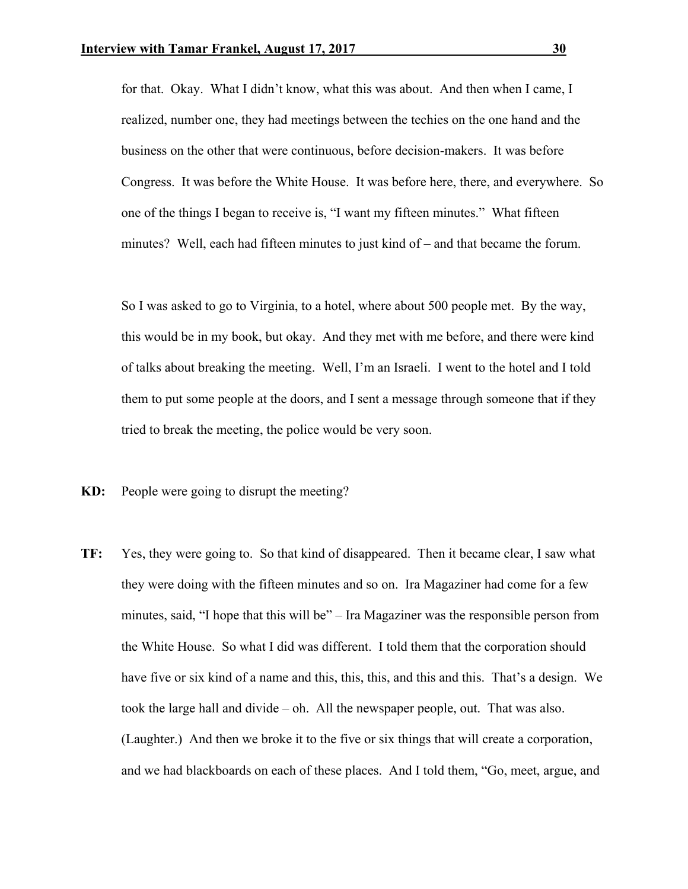for that. Okay. What I didn't know, what this was about. And then when I came, I realized, number one, they had meetings between the techies on the one hand and the business on the other that were continuous, before decision-makers. It was before Congress. It was before the White House. It was before here, there, and everywhere. So one of the things I began to receive is, "I want my fifteen minutes." What fifteen minutes? Well, each had fifteen minutes to just kind of – and that became the forum.

So I was asked to go to Virginia, to a hotel, where about 500 people met. By the way, this would be in my book, but okay. And they met with me before, and there were kind of talks about breaking the meeting. Well, I'm an Israeli. I went to the hotel and I told them to put some people at the doors, and I sent a message through someone that if they tried to break the meeting, the police would be very soon.

**KD:** People were going to disrupt the meeting?

**TF:** Yes, they were going to. So that kind of disappeared. Then it became clear, I saw what they were doing with the fifteen minutes and so on. Ira Magaziner had come for a few minutes, said, "I hope that this will be" – Ira Magaziner was the responsible person from the White House. So what I did was different. I told them that the corporation should have five or six kind of a name and this, this, this, and this and this. That's a design. We took the large hall and divide – oh. All the newspaper people, out. That was also. (Laughter.) And then we broke it to the five or six things that will create a corporation, and we had blackboards on each of these places. And I told them, "Go, meet, argue, and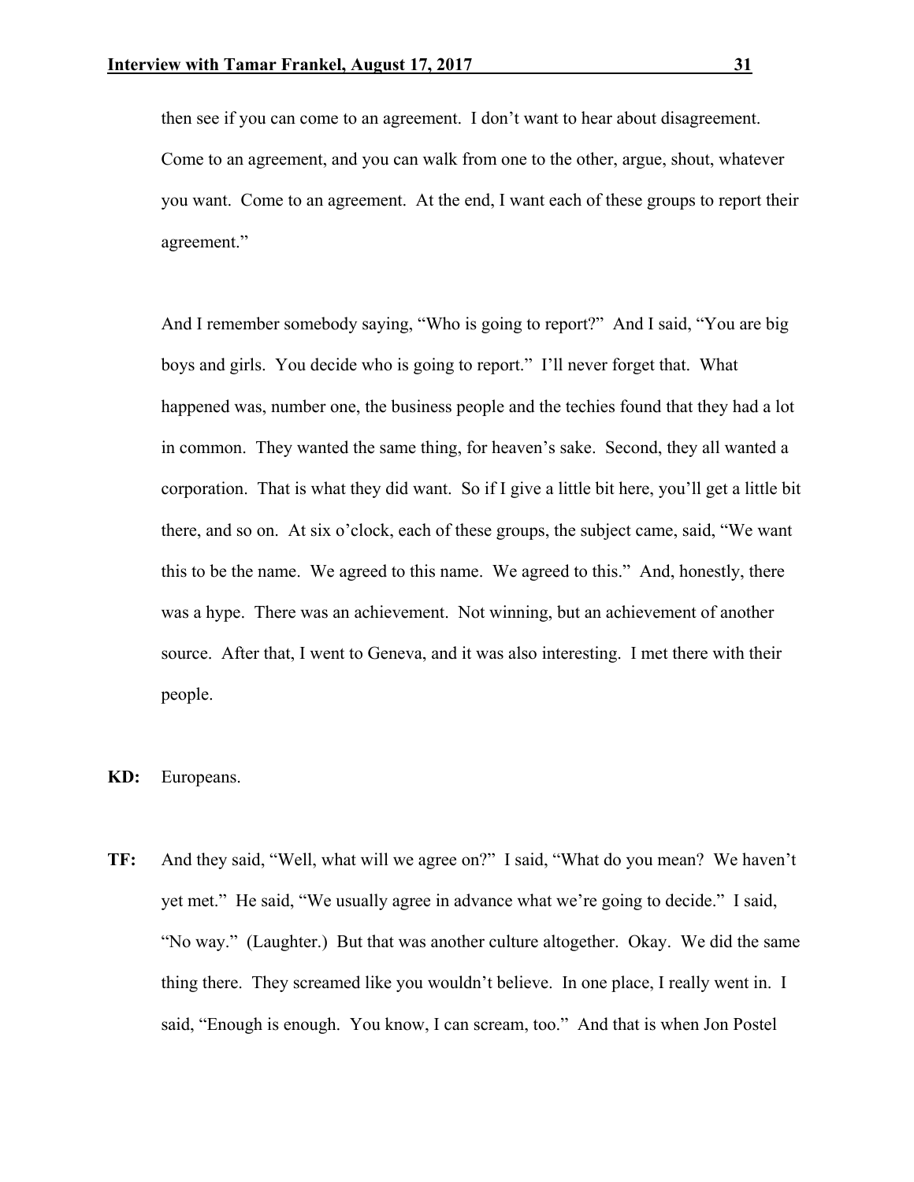then see if you can come to an agreement. I don't want to hear about disagreement. Come to an agreement, and you can walk from one to the other, argue, shout, whatever you want. Come to an agreement. At the end, I want each of these groups to report their agreement."

And I remember somebody saying, "Who is going to report?" And I said, "You are big boys and girls. You decide who is going to report." I'll never forget that. What happened was, number one, the business people and the techies found that they had a lot in common. They wanted the same thing, for heaven's sake. Second, they all wanted a corporation. That is what they did want. So if I give a little bit here, you'll get a little bit there, and so on. At six o'clock, each of these groups, the subject came, said, "We want this to be the name. We agreed to this name. We agreed to this." And, honestly, there was a hype. There was an achievement. Not winning, but an achievement of another source. After that, I went to Geneva, and it was also interesting. I met there with their people.

**KD:** Europeans.

**TF:** And they said, "Well, what will we agree on?" I said, "What do you mean? We haven't yet met." He said, "We usually agree in advance what we're going to decide." I said, "No way." (Laughter.) But that was another culture altogether. Okay. We did the same thing there. They screamed like you wouldn't believe. In one place, I really went in. I said, "Enough is enough. You know, I can scream, too." And that is when Jon Postel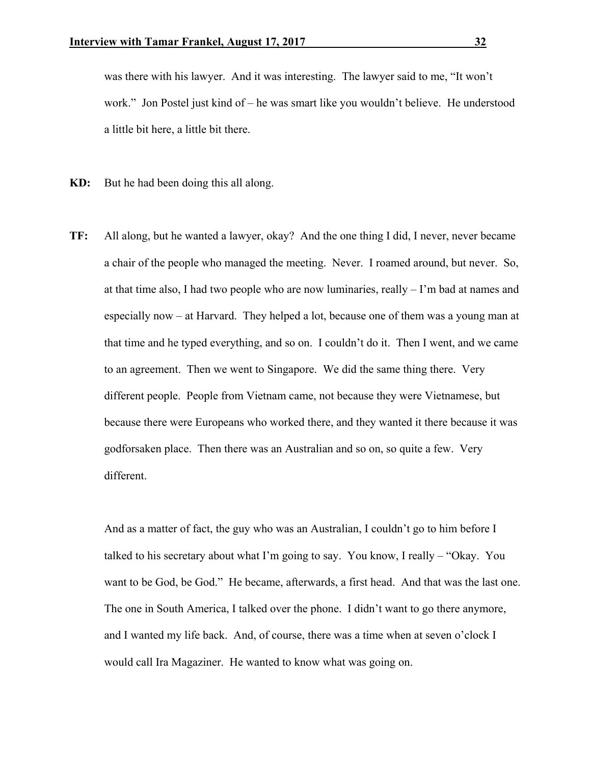was there with his lawyer. And it was interesting. The lawyer said to me, "It won't work." Jon Postel just kind of – he was smart like you wouldn't believe. He understood a little bit here, a little bit there.

**KD:** But he had been doing this all along.

**TF:** All along, but he wanted a lawyer, okay? And the one thing I did, I never, never became a chair of the people who managed the meeting. Never. I roamed around, but never. So, at that time also, I had two people who are now luminaries, really – I'm bad at names and especially now – at Harvard. They helped a lot, because one of them was a young man at that time and he typed everything, and so on. I couldn't do it. Then I went, and we came to an agreement. Then we went to Singapore. We did the same thing there. Very different people. People from Vietnam came, not because they were Vietnamese, but because there were Europeans who worked there, and they wanted it there because it was godforsaken place. Then there was an Australian and so on, so quite a few. Very different.

And as a matter of fact, the guy who was an Australian, I couldn't go to him before I talked to his secretary about what I'm going to say. You know, I really – "Okay. You want to be God, be God." He became, afterwards, a first head. And that was the last one. The one in South America, I talked over the phone. I didn't want to go there anymore, and I wanted my life back. And, of course, there was a time when at seven o'clock I would call Ira Magaziner. He wanted to know what was going on.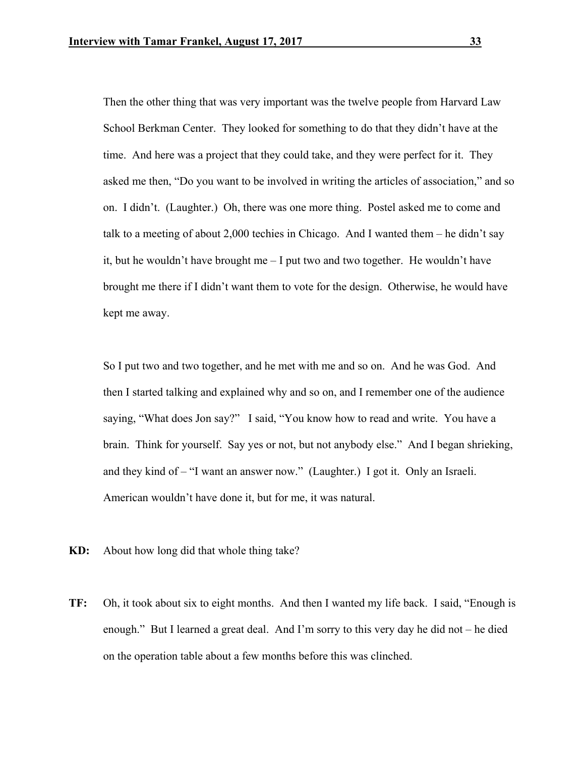Then the other thing that was very important was the twelve people from Harvard Law School Berkman Center. They looked for something to do that they didn't have at the time. And here was a project that they could take, and they were perfect for it. They asked me then, "Do you want to be involved in writing the articles of association," and so on. I didn't. (Laughter.) Oh, there was one more thing. Postel asked me to come and talk to a meeting of about 2,000 techies in Chicago. And I wanted them – he didn't say it, but he wouldn't have brought me – I put two and two together. He wouldn't have brought me there if I didn't want them to vote for the design. Otherwise, he would have kept me away.

So I put two and two together, and he met with me and so on. And he was God. And then I started talking and explained why and so on, and I remember one of the audience saying, "What does Jon say?" I said, "You know how to read and write. You have a brain. Think for yourself. Say yes or not, but not anybody else." And I began shrieking, and they kind of – "I want an answer now." (Laughter.) I got it. Only an Israeli. American wouldn't have done it, but for me, it was natural.

**KD:** About how long did that whole thing take?

**TF:** Oh, it took about six to eight months. And then I wanted my life back. I said, "Enough is enough." But I learned a great deal. And I'm sorry to this very day he did not – he died on the operation table about a few months before this was clinched.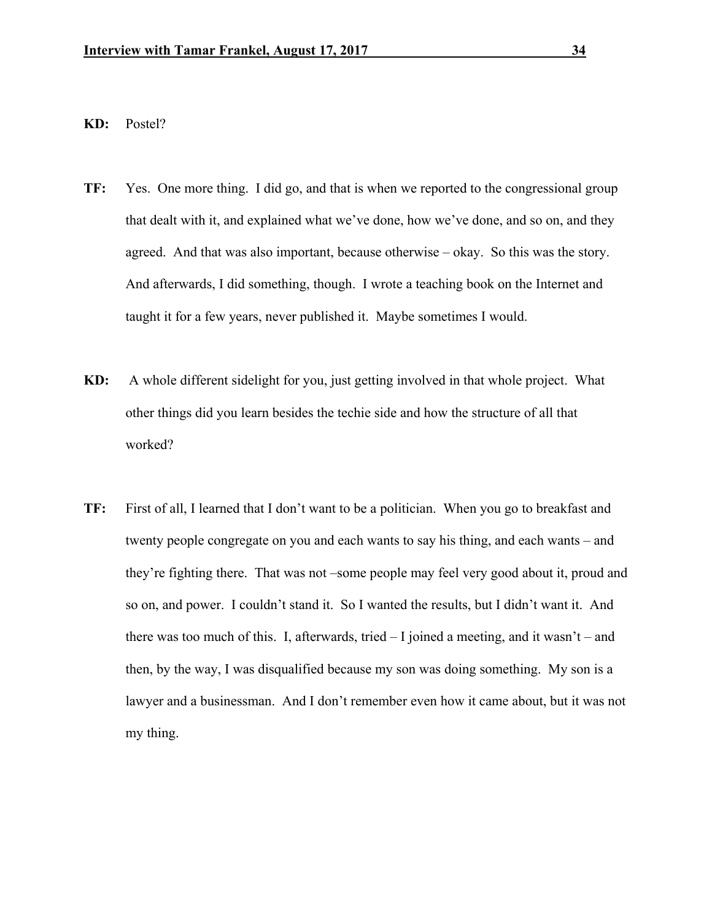**KD:** Postel?

**TF:** Yes. One more thing. I did go, and that is when we reported to the congressional group that dealt with it, and explained what we've done, how we've done, and so on, and they agreed. And that was also important, because otherwise – okay. So this was the story. And afterwards, I did something, though. I wrote a teaching book on the Internet and taught it for a few years, never published it. Maybe sometimes I would.

**KD:** A whole different sidelight for you, just getting involved in that whole project. What other things did you learn besides the techie side and how the structure of all that worked?

**TF:** First of all, I learned that I don't want to be a politician. When you go to breakfast and twenty people congregate on you and each wants to say his thing, and each wants – and they're fighting there. That was not –some people may feel very good about it, proud and so on, and power. I couldn't stand it. So I wanted the results, but I didn't want it. And there was too much of this. I, afterwards, tried – I joined a meeting, and it wasn't – and then, by the way, I was disqualified because my son was doing something. My son is a lawyer and a businessman. And I don't remember even how it came about, but it was not my thing.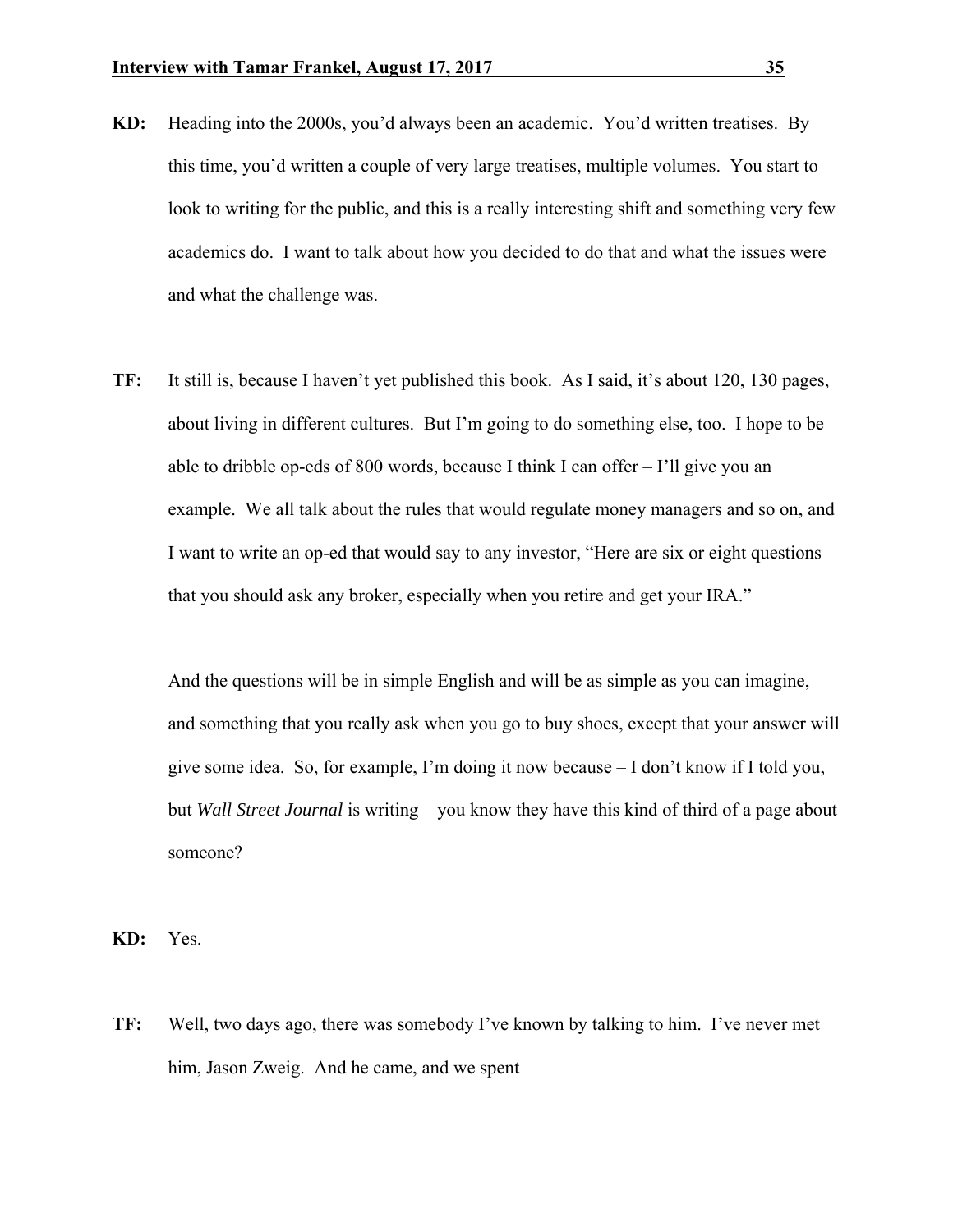**KD:** Heading into the 2000s, you'd always been an academic. You'd written treatises. By this time, you'd written a couple of very large treatises, multiple volumes. You start to look to writing for the public, and this is a really interesting shift and something very few academics do. I want to talk about how you decided to do that and what the issues were and what the challenge was.

**TF:** It still is, because I haven't yet published this book. As I said, it's about 120, 130 pages, about living in different cultures. But I'm going to do something else, too. I hope to be able to dribble op-eds of 800 words, because I think I can offer – I'll give you an example. We all talk about the rules that would regulate money managers and so on, and I want to write an op-ed that would say to any investor, "Here are six or eight questions that you should ask any broker, especially when you retire and get your IRA."

And the questions will be in simple English and will be as simple as you can imagine, and something that you really ask when you go to buy shoes, except that your answer will give some idea. So, for example, I'm doing it now because – I don't know if I told you, but *Wall Street Journal* is writing – you know they have this kind of third of a page about someone?

**KD:** Yes.

**TF:** Well, two days ago, there was somebody I've known by talking to him. I've never met him, Jason Zweig. And he came, and we spent –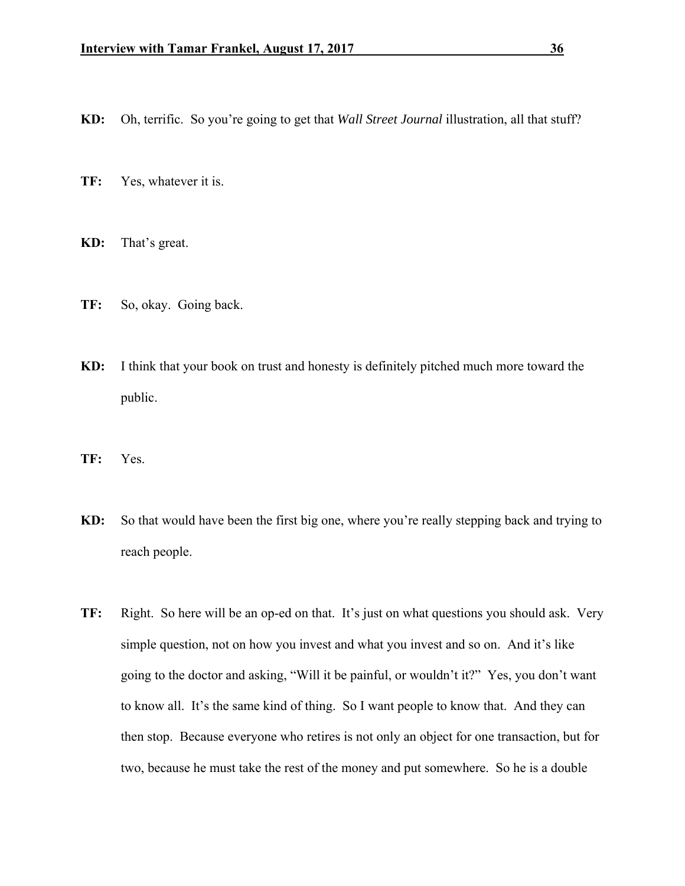**KD:** Oh, terrific. So you're going to get that *Wall Street Journal* illustration, all that stuff?

**TF:** Yes, whatever it is.

**KD:** That's great.

**TF:** So, okay. Going back.

**KD:** I think that your book on trust and honesty is definitely pitched much more toward the public.

**TF:** Yes.

**KD:** So that would have been the first big one, where you're really stepping back and trying to reach people.

**TF:** Right. So here will be an op-ed on that. It's just on what questions you should ask. Very simple question, not on how you invest and what you invest and so on. And it's like going to the doctor and asking, "Will it be painful, or wouldn't it?" Yes, you don't want to know all. It's the same kind of thing. So I want people to know that. And they can then stop. Because everyone who retires is not only an object for one transaction, but for two, because he must take the rest of the money and put somewhere. So he is a double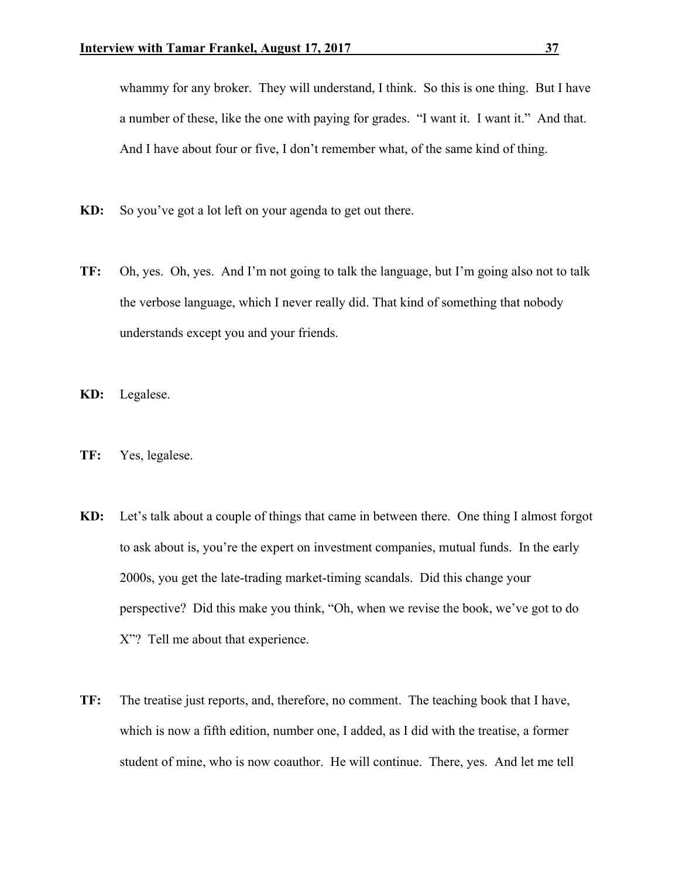whammy for any broker. They will understand, I think. So this is one thing. But I have a number of these, like the one with paying for grades. "I want it. I want it." And that. And I have about four or five, I don't remember what, of the same kind of thing.

**KD:** So you've got a lot left on your agenda to get out there.

**TF:** Oh, yes. Oh, yes. And I'm not going to talk the language, but I'm going also not to talk the verbose language, which I never really did. That kind of something that nobody understands except you and your friends.

**KD:** Legalese.

**TF:** Yes, legalese.

**KD:** Let's talk about a couple of things that came in between there. One thing I almost forgot to ask about is, you're the expert on investment companies, mutual funds. In the early 2000s, you get the late-trading market-timing scandals. Did this change your perspective? Did this make you think, "Oh, when we revise the book, we've got to do X"? Tell me about that experience.

**TF:** The treatise just reports, and, therefore, no comment. The teaching book that I have, which is now a fifth edition, number one, I added, as I did with the treatise, a former student of mine, who is now coauthor. He will continue. There, yes. And let me tell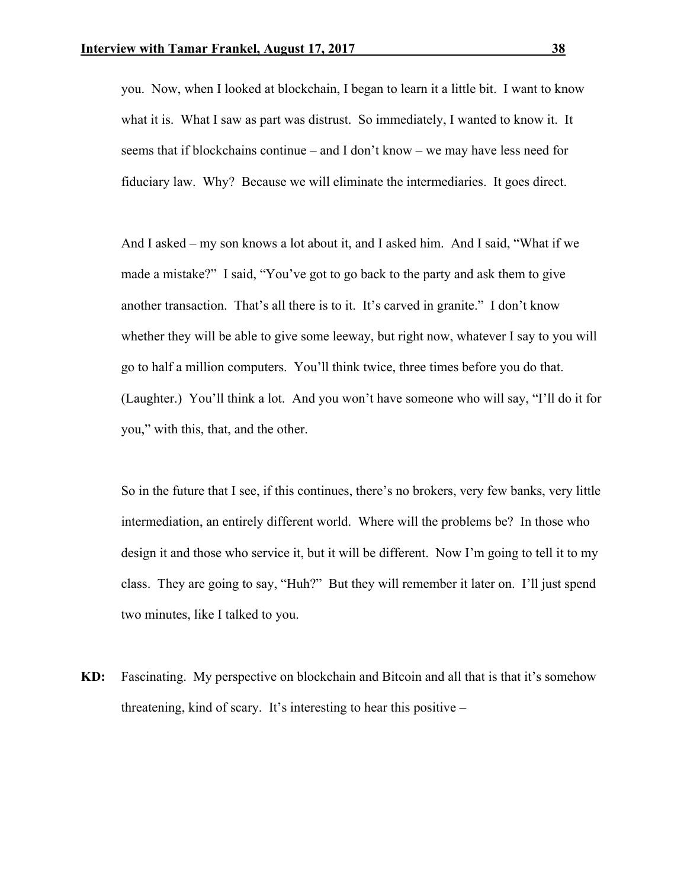you. Now, when I looked at blockchain, I began to learn it a little bit. I want to know what it is. What I saw as part was distrust. So immediately, I wanted to know it. It seems that if blockchains continue – and I don't know – we may have less need for fiduciary law. Why? Because we will eliminate the intermediaries. It goes direct.

And I asked – my son knows a lot about it, and I asked him. And I said, "What if we made a mistake?" I said, "You've got to go back to the party and ask them to give another transaction. That's all there is to it. It's carved in granite." I don't know whether they will be able to give some leeway, but right now, whatever I say to you will go to half a million computers. You'll think twice, three times before you do that. (Laughter.) You'll think a lot. And you won't have someone who will say, "I'll do it for you," with this, that, and the other.

So in the future that I see, if this continues, there's no brokers, very few banks, very little intermediation, an entirely different world. Where will the problems be? In those who design it and those who service it, but it will be different. Now I'm going to tell it to my class. They are going to say, "Huh?" But they will remember it later on. I'll just spend two minutes, like I talked to you.

**KD:** Fascinating. My perspective on blockchain and Bitcoin and all that is that it's somehow threatening, kind of scary. It's interesting to hear this positive –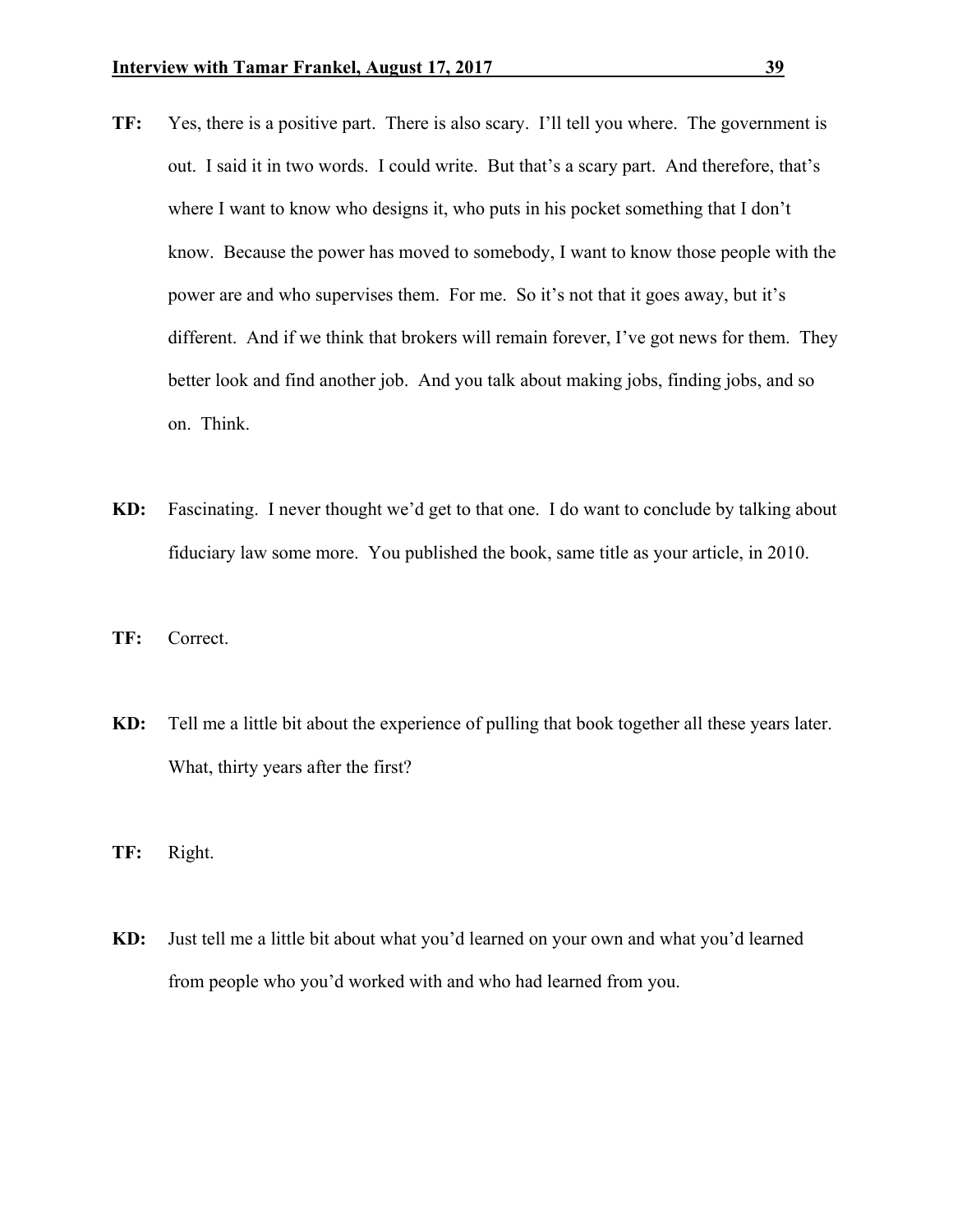**TF:** Yes, there is a positive part. There is also scary. I'll tell you where. The government is out. I said it in two words. I could write. But that's a scary part. And therefore, that's where I want to know who designs it, who puts in his pocket something that I don't know. Because the power has moved to somebody, I want to know those people with the power are and who supervises them. For me. So it's not that it goes away, but it's different. And if we think that brokers will remain forever, I've got news for them. They better look and find another job. And you talk about making jobs, finding jobs, and so on. Think.

**KD:** Fascinating. I never thought we'd get to that one. I do want to conclude by talking about fiduciary law some more. You published the book, same title as your article, in 2010.

**TF:** Correct.

**KD:** Tell me a little bit about the experience of pulling that book together all these years later. What, thirty years after the first?

**TF:** Right.

**KD:** Just tell me a little bit about what you'd learned on your own and what you'd learned from people who you'd worked with and who had learned from you.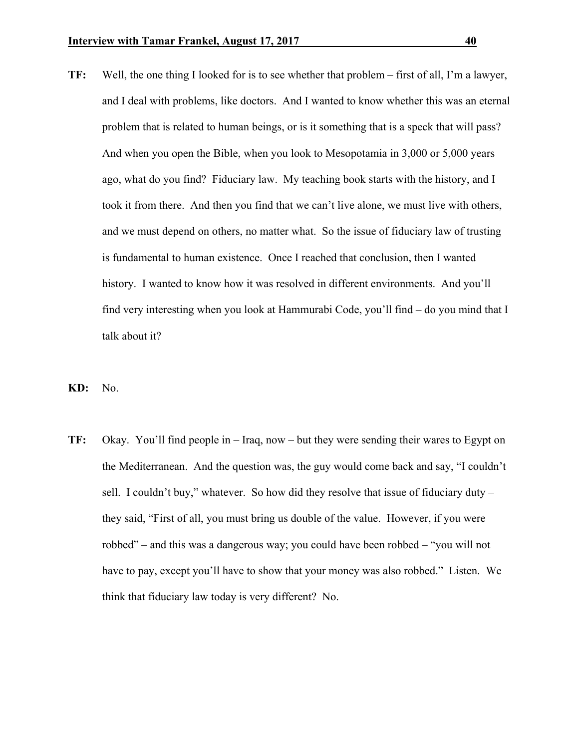**TF:** Well, the one thing I looked for is to see whether that problem – first of all, I'm a lawyer, and I deal with problems, like doctors. And I wanted to know whether this was an eternal problem that is related to human beings, or is it something that is a speck that will pass? And when you open the Bible, when you look to Mesopotamia in 3,000 or 5,000 years ago, what do you find? Fiduciary law. My teaching book starts with the history, and I took it from there. And then you find that we can't live alone, we must live with others, and we must depend on others, no matter what. So the issue of fiduciary law of trusting is fundamental to human existence. Once I reached that conclusion, then I wanted history. I wanted to know how it was resolved in different environments. And you'll find very interesting when you look at Hammurabi Code, you'll find – do you mind that I talk about it?

**KD:** No.

**TF:** Okay. You'll find people in – Iraq, now – but they were sending their wares to Egypt on the Mediterranean. And the question was, the guy would come back and say, "I couldn't sell. I couldn't buy," whatever. So how did they resolve that issue of fiduciary duty – they said, "First of all, you must bring us double of the value. However, if you were robbed" – and this was a dangerous way; you could have been robbed – "you will not have to pay, except you'll have to show that your money was also robbed." Listen. We think that fiduciary law today is very different? No.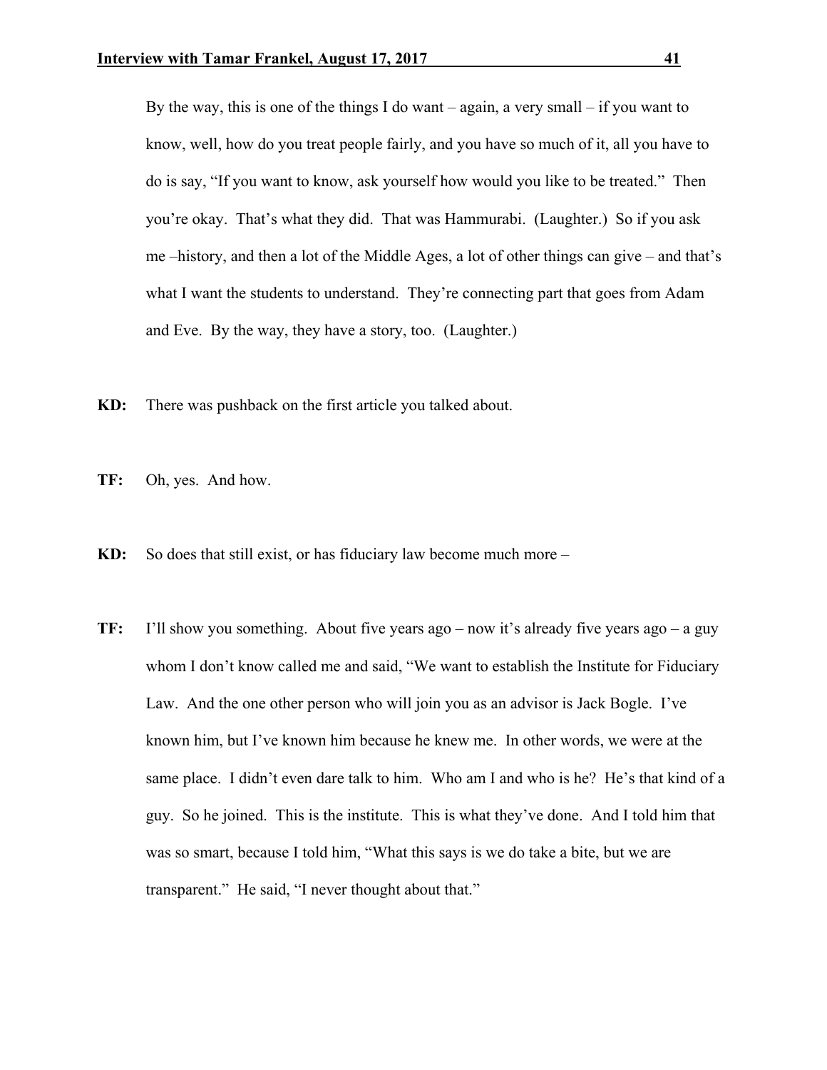By the way, this is one of the things I do want – again, a very small – if you want to know, well, how do you treat people fairly, and you have so much of it, all you have to do is say, "If you want to know, ask yourself how would you like to be treated." Then you're okay. That's what they did. That was Hammurabi. (Laughter.) So if you ask me –history, and then a lot of the Middle Ages, a lot of other things can give – and that's what I want the students to understand. They're connecting part that goes from Adam and Eve. By the way, they have a story, too. (Laughter.)

**KD:** There was pushback on the first article you talked about.

**TF:** Oh, yes. And how.

**KD:** So does that still exist, or has fiduciary law become much more –

**TF:** I'll show you something. About five years ago – now it's already five years ago – a guy whom I don't know called me and said, "We want to establish the Institute for Fiduciary Law. And the one other person who will join you as an advisor is Jack Bogle. I've known him, but I've known him because he knew me. In other words, we were at the same place. I didn't even dare talk to him. Who am I and who is he? He's that kind of a guy. So he joined. This is the institute. This is what they've done. And I told him that was so smart, because I told him, "What this says is we do take a bite, but we are transparent." He said, "I never thought about that."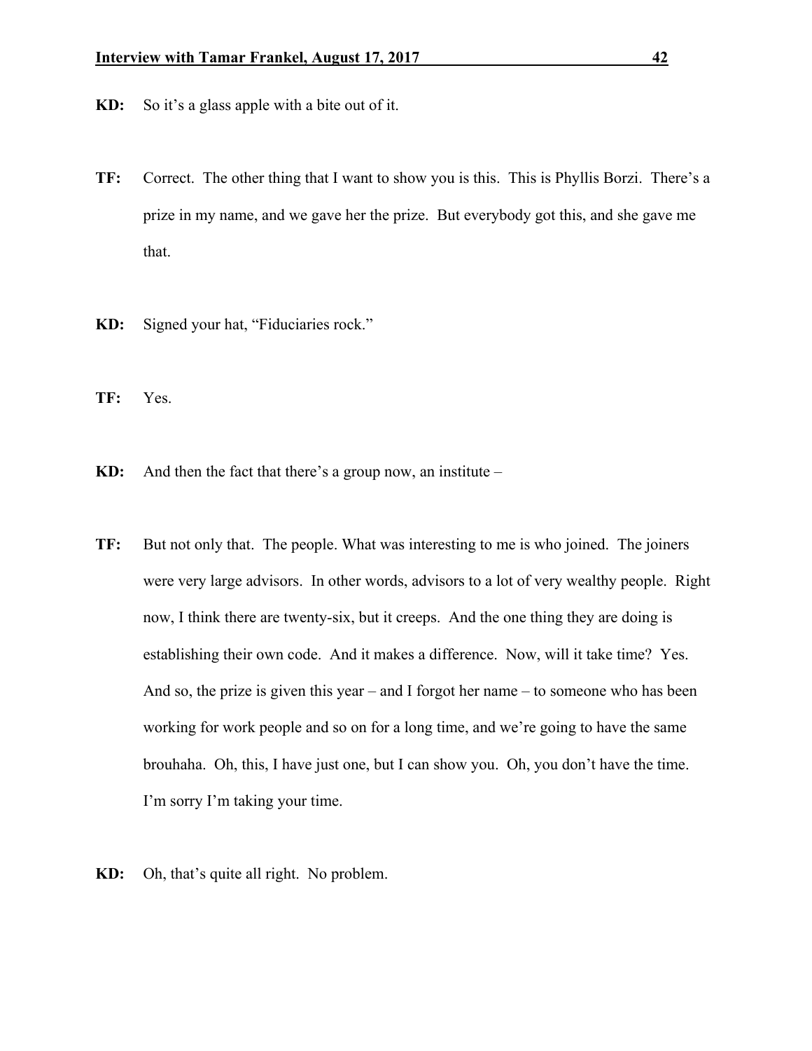**KD:** So it's a glass apple with a bite out of it.

**TF:** Correct. The other thing that I want to show you is this. This is Phyllis Borzi. There's a prize in my name, and we gave her the prize. But everybody got this, and she gave me that.

**KD:** Signed your hat, "Fiduciaries rock."

**TF:** Yes.

**KD:** And then the fact that there's a group now, an institute –

**TF:** But not only that. The people. What was interesting to me is who joined. The joiners were very large advisors. In other words, advisors to a lot of very wealthy people. Right now, I think there are twenty-six, but it creeps. And the one thing they are doing is establishing their own code. And it makes a difference. Now, will it take time? Yes. And so, the prize is given this year – and I forgot her name – to someone who has been working for work people and so on for a long time, and we're going to have the same brouhaha. Oh, this, I have just one, but I can show you. Oh, you don't have the time. I'm sorry I'm taking your time.

**KD:** Oh, that's quite all right. No problem.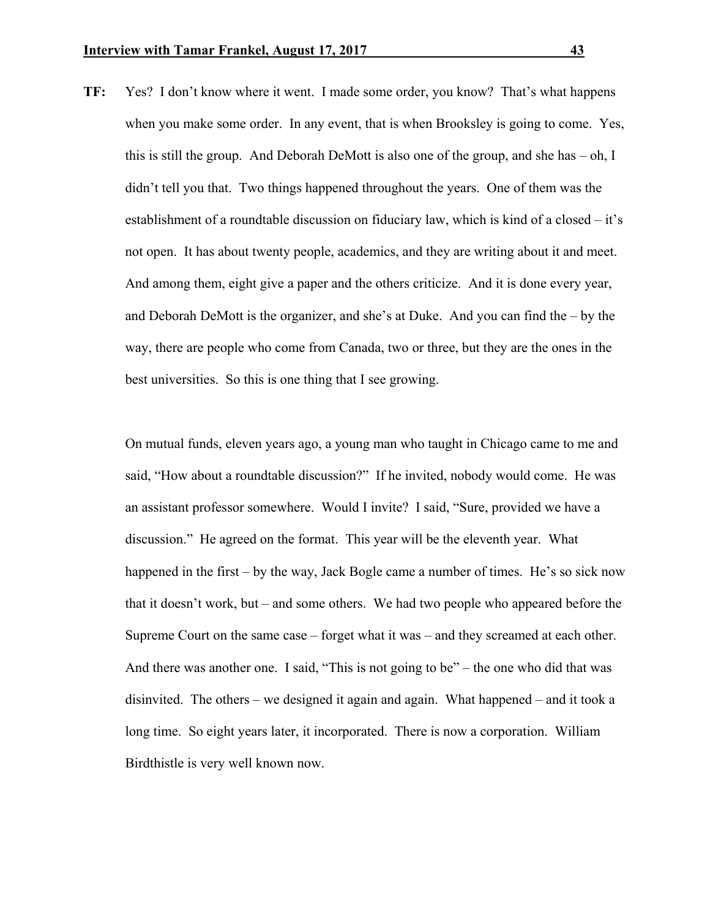**TF:** Yes? I don't know where it went. I made some order, you know? That's what happens when you make some order. In any event, that is when Brooksley is going to come. Yes, this is still the group. And Deborah DeMott is also one of the group, and she has – oh, I didn't tell you that. Two things happened throughout the years. One of them was the establishment of a roundtable discussion on fiduciary law, which is kind of a closed – it's not open. It has about twenty people, academics, and they are writing about it and meet. And among them, eight give a paper and the others criticize. And it is done every year, and Deborah DeMott is the organizer, and she's at Duke. And you can find the – by the way, there are people who come from Canada, two or three, but they are the ones in the best universities. So this is one thing that I see growing.

On mutual funds, eleven years ago, a young man who taught in Chicago came to me and said, "How about a roundtable discussion?" If he invited, nobody would come. He was an assistant professor somewhere. Would I invite? I said, "Sure, provided we have a discussion." He agreed on the format. This year will be the eleventh year. What happened in the first – by the way, Jack Bogle came a number of times. He's so sick now that it doesn't work, but – and some others. We had two people who appeared before the Supreme Court on the same case – forget what it was – and they screamed at each other. And there was another one. I said, "This is not going to be" – the one who did that was disinvited. The others – we designed it again and again. What happened – and it took a long time. So eight years later, it incorporated. There is now a corporation. William Birdthistle is very well known now.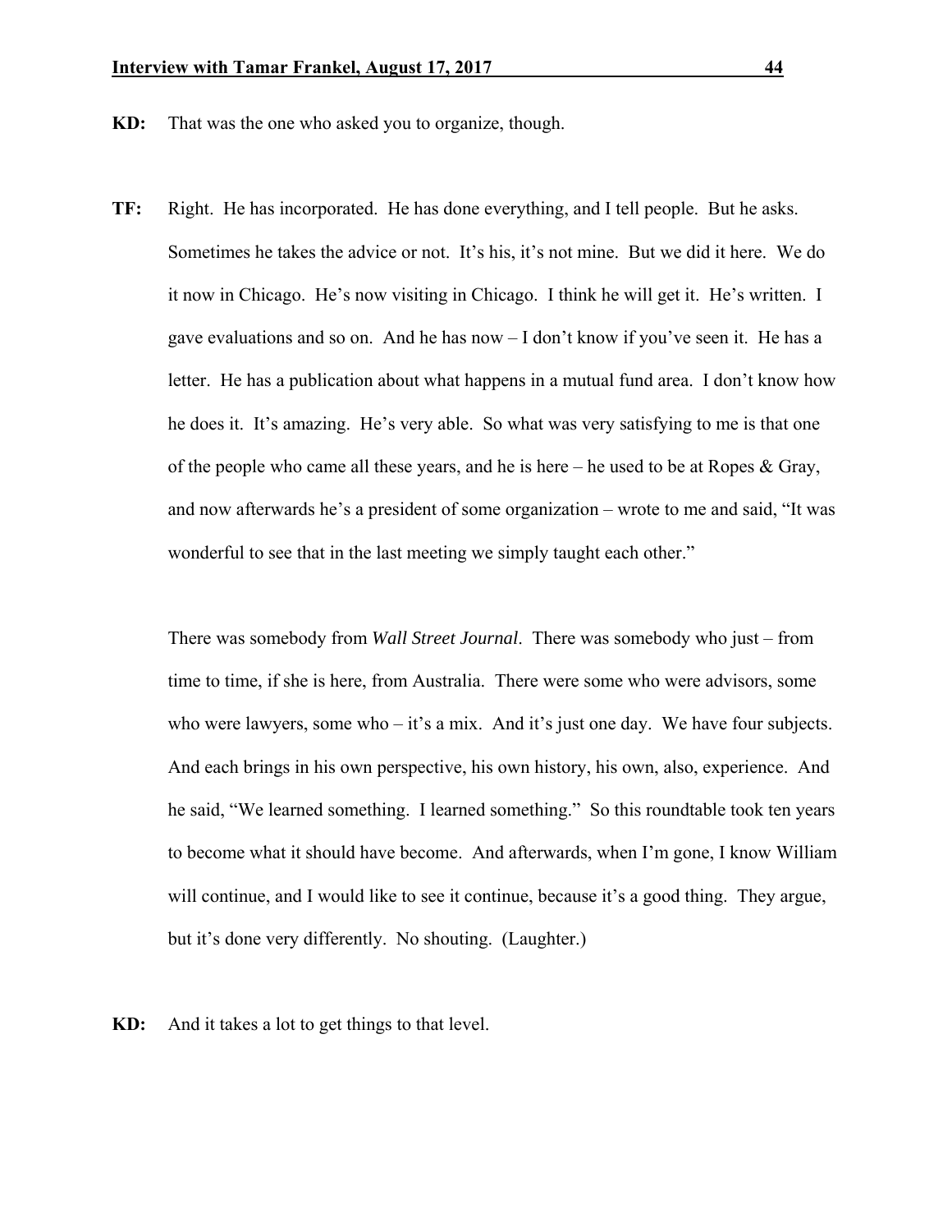**KD:** That was the one who asked you to organize, though.

**TF:** Right. He has incorporated. He has done everything, and I tell people. But he asks. Sometimes he takes the advice or not. It's his, it's not mine. But we did it here. We do it now in Chicago. He's now visiting in Chicago. I think he will get it. He's written. I gave evaluations and so on. And he has now – I don't know if you've seen it. He has a letter. He has a publication about what happens in a mutual fund area. I don't know how he does it. It's amazing. He's very able. So what was very satisfying to me is that one of the people who came all these years, and he is here – he used to be at Ropes & Gray, and now afterwards he's a president of some organization – wrote to me and said, "It was wonderful to see that in the last meeting we simply taught each other."

There was somebody from *Wall Street Journal*. There was somebody who just – from time to time, if she is here, from Australia. There were some who were advisors, some who were lawyers, some who – it's a mix. And it's just one day. We have four subjects. And each brings in his own perspective, his own history, his own, also, experience. And he said, "We learned something. I learned something." So this roundtable took ten years to become what it should have become. And afterwards, when I'm gone, I know William will continue, and I would like to see it continue, because it's a good thing. They argue, but it's done very differently. No shouting. (Laughter.)

**KD:** And it takes a lot to get things to that level.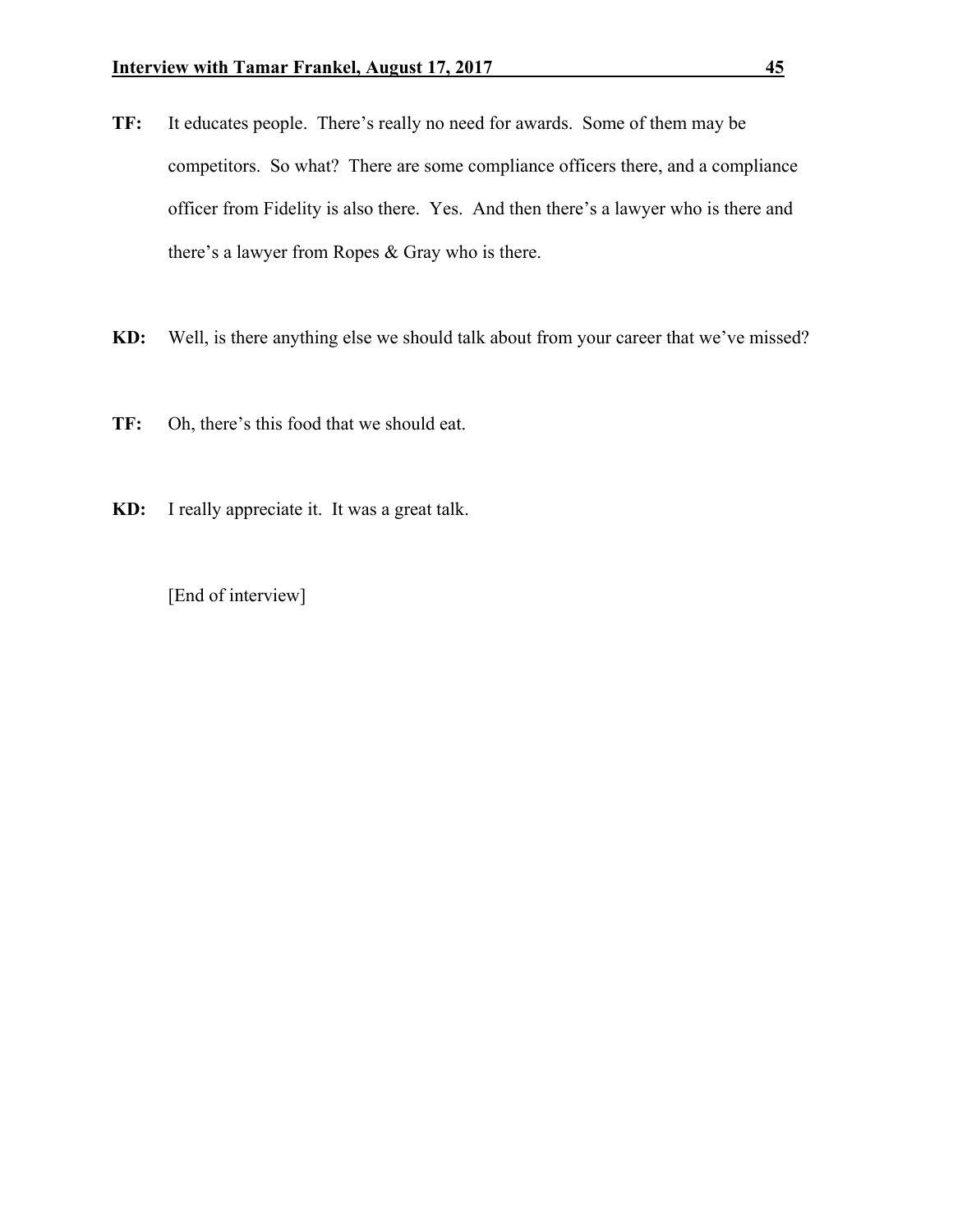**TF:** It educates people. There's really no need for awards. Some of them may be competitors. So what? There are some compliance officers there, and a compliance officer from Fidelity is also there. Yes. And then there's a lawyer who is there and there's a lawyer from Ropes & Gray who is there.

**KD:** Well, is there anything else we should talk about from your career that we've missed?

**TF:** Oh, there's this food that we should eat.

**KD:** I really appreciate it. It was a great talk.

[End of interview]